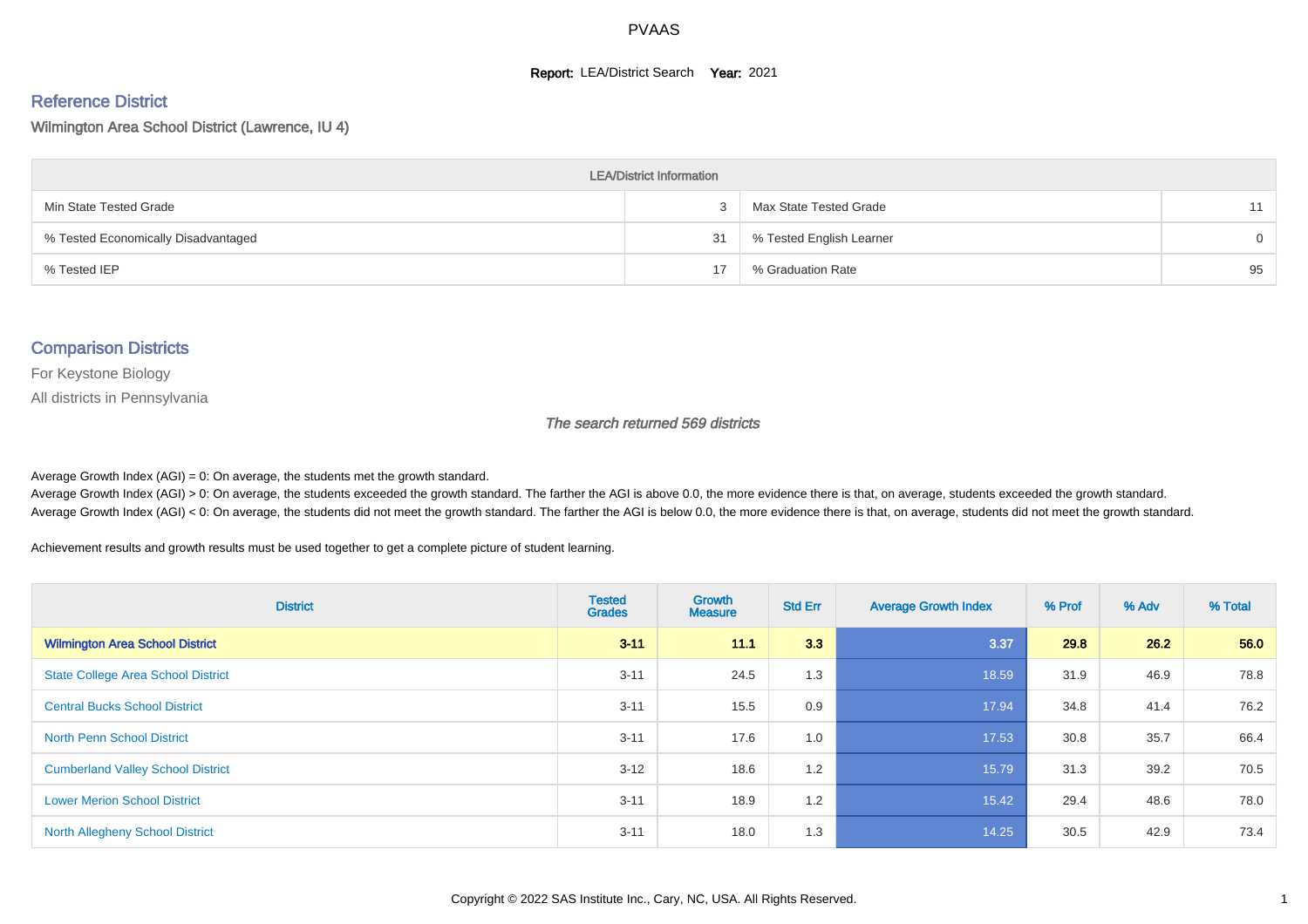# PVAAS

**Report:** LEA/District Search **Year:** 2021

## Reference District

Wilmington Area School District (Lawrence, IU 4)

| LEA/District Information | | | |
|---|---|---|---|
| Min State Tested Grade | 3 | Max State Tested Grade | 11 |
| % Tested Economically Disadvantaged | 31 | % Tested English Learner | 0 |
| % Tested IEP | 17 | % Graduation Rate | 95 |

## Comparison Districts

For Keystone Biology

All districts in Pennsylvania

*The search returned 569 districts*

Average Growth Index (AGI) = 0: On average, the students met the growth standard.
Average Growth Index (AGI) > 0: On average, the students exceeded the growth standard. The farther the AGI is above 0.0, the more evidence there is that, on average, students exceeded the growth standard.
Average Growth Index (AGI) < 0: On average, the students did not meet the growth standard. The farther the AGI is below 0.0, the more evidence there is that, on average, students did not meet the growth standard.

Achievement results and growth results must be used together to get a complete picture of student learning.

| District | Tested Grades | Growth Measure | Std Err | Average Growth Index | % Prof | % Adv | % Total |
|---|---|---|---|---|---|---|---|
| **Wilmington Area School District** | **3-11** | **11.1** | **3.3** | **3.37** | **29.8** | **26.2** | **56.0** |
| State College Area School District | 3-11 | 24.5 | 1.3 | 18.59 | 31.9 | 46.9 | 78.8 |
| Central Bucks School District | 3-11 | 15.5 | 0.9 | 17.94 | 34.8 | 41.4 | 76.2 |
| North Penn School District | 3-11 | 17.6 | 1.0 | 17.53 | 30.8 | 35.7 | 66.4 |
| Cumberland Valley School District | 3-12 | 18.6 | 1.2 | 15.79 | 31.3 | 39.2 | 70.5 |
| Lower Merion School District | 3-11 | 18.9 | 1.2 | 15.42 | 29.4 | 48.6 | 78.0 |
| North Allegheny School District | 3-11 | 18.0 | 1.3 | 14.25 | 30.5 | 42.9 | 73.4 |

Copyright © 2022 SAS Institute Inc., Cary, NC, USA. All Rights Reserved.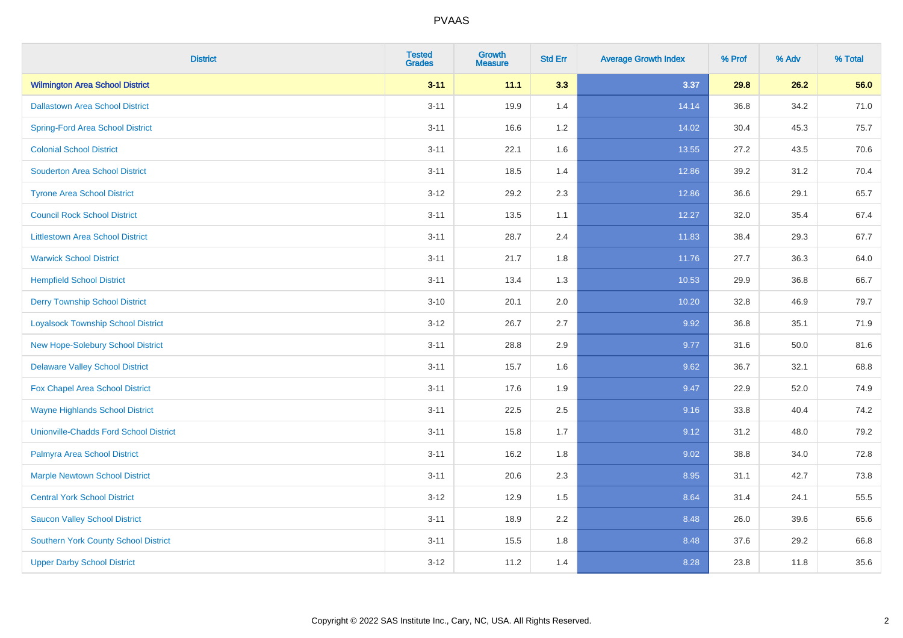# PVAAS

| District | Tested Grades | Growth Measure | Std Err | Average Growth Index | % Prof | % Adv | % Total |
|---|---|---|---|---|---|---|---|
| **Wilmington Area School District** | **3-11** | **11.1** | **3.3** | **3.37** | **29.8** | **26.2** | **56.0** |
| Dallastown Area School District | 3-11 | 19.9 | 1.4 | 14.14 | 36.8 | 34.2 | 71.0 |
| Spring-Ford Area School District | 3-11 | 16.6 | 1.2 | 14.02 | 30.4 | 45.3 | 75.7 |
| Colonial School District | 3-11 | 22.1 | 1.6 | 13.55 | 27.2 | 43.5 | 70.6 |
| Souderton Area School District | 3-11 | 18.5 | 1.4 | 12.86 | 39.2 | 31.2 | 70.4 |
| Tyrone Area School District | 3-12 | 29.2 | 2.3 | 12.86 | 36.6 | 29.1 | 65.7 |
| Council Rock School District | 3-11 | 13.5 | 1.1 | 12.27 | 32.0 | 35.4 | 67.4 |
| Littlestown Area School District | 3-11 | 28.7 | 2.4 | 11.83 | 38.4 | 29.3 | 67.7 |
| Warwick School District | 3-11 | 21.7 | 1.8 | 11.76 | 27.7 | 36.3 | 64.0 |
| Hempfield School District | 3-11 | 13.4 | 1.3 | 10.53 | 29.9 | 36.8 | 66.7 |
| Derry Township School District | 3-10 | 20.1 | 2.0 | 10.20 | 32.8 | 46.9 | 79.7 |
| Loyalsock Township School District | 3-12 | 26.7 | 2.7 | 9.92 | 36.8 | 35.1 | 71.9 |
| New Hope-Solebury School District | 3-11 | 28.8 | 2.9 | 9.77 | 31.6 | 50.0 | 81.6 |
| Delaware Valley School District | 3-11 | 15.7 | 1.6 | 9.62 | 36.7 | 32.1 | 68.8 |
| Fox Chapel Area School District | 3-11 | 17.6 | 1.9 | 9.47 | 22.9 | 52.0 | 74.9 |
| Wayne Highlands School District | 3-11 | 22.5 | 2.5 | 9.16 | 33.8 | 40.4 | 74.2 |
| Unionville-Chadds Ford School District | 3-11 | 15.8 | 1.7 | 9.12 | 31.2 | 48.0 | 79.2 |
| Palmyra Area School District | 3-11 | 16.2 | 1.8 | 9.02 | 38.8 | 34.0 | 72.8 |
| Marple Newtown School District | 3-11 | 20.6 | 2.3 | 8.95 | 31.1 | 42.7 | 73.8 |
| Central York School District | 3-12 | 12.9 | 1.5 | 8.64 | 31.4 | 24.1 | 55.5 |
| Saucon Valley School District | 3-11 | 18.9 | 2.2 | 8.48 | 26.0 | 39.6 | 65.6 |
| Southern York County School District | 3-11 | 15.5 | 1.8 | 8.48 | 37.6 | 29.2 | 66.8 |
| Upper Darby School District | 3-12 | 11.2 | 1.4 | 8.28 | 23.8 | 11.8 | 35.6 |

Copyright © 2022 SAS Institute Inc., Cary, NC, USA. All Rights Reserved.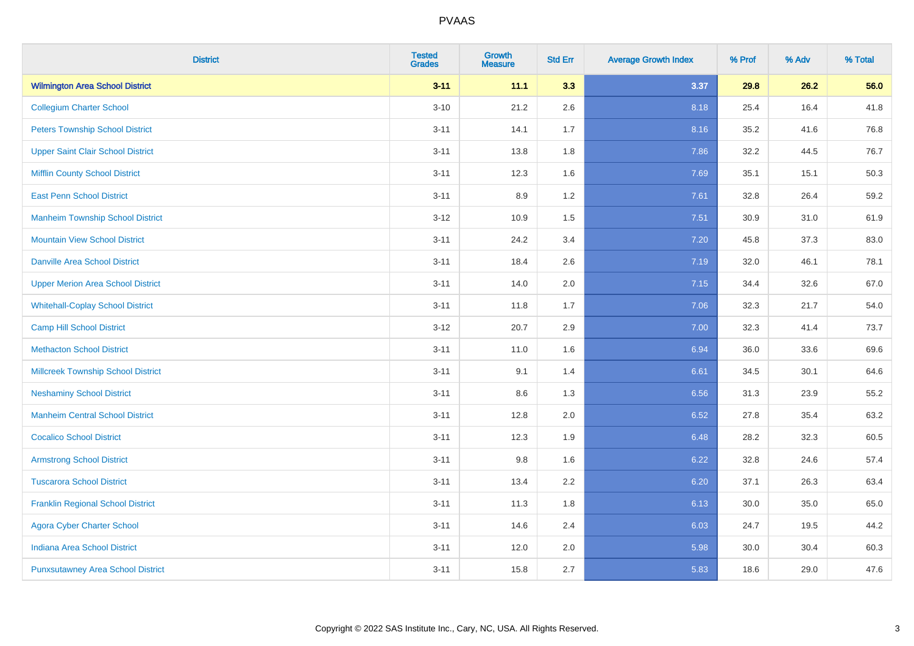# PVAAS

| District | Tested Grades | Growth Measure | Std Err | Average Growth Index | % Prof | % Adv | % Total |
|---|---|---|---|---|---|---|---|
| **Wilmington Area School District** | **3-11** | **11.1** | **3.3** | **3.37** | **29.8** | **26.2** | **56.0** |
| Collegium Charter School | 3-10 | 21.2 | 2.6 | 8.18 | 25.4 | 16.4 | 41.8 |
| Peters Township School District | 3-11 | 14.1 | 1.7 | 8.16 | 35.2 | 41.6 | 76.8 |
| Upper Saint Clair School District | 3-11 | 13.8 | 1.8 | 7.86 | 32.2 | 44.5 | 76.7 |
| Mifflin County School District | 3-11 | 12.3 | 1.6 | 7.69 | 35.1 | 15.1 | 50.3 |
| East Penn School District | 3-11 | 8.9 | 1.2 | 7.61 | 32.8 | 26.4 | 59.2 |
| Manheim Township School District | 3-12 | 10.9 | 1.5 | 7.51 | 30.9 | 31.0 | 61.9 |
| Mountain View School District | 3-11 | 24.2 | 3.4 | 7.20 | 45.8 | 37.3 | 83.0 |
| Danville Area School District | 3-11 | 18.4 | 2.6 | 7.19 | 32.0 | 46.1 | 78.1 |
| Upper Merion Area School District | 3-11 | 14.0 | 2.0 | 7.15 | 34.4 | 32.6 | 67.0 |
| Whitehall-Coplay School District | 3-11 | 11.8 | 1.7 | 7.06 | 32.3 | 21.7 | 54.0 |
| Camp Hill School District | 3-12 | 20.7 | 2.9 | 7.00 | 32.3 | 41.4 | 73.7 |
| Methacton School District | 3-11 | 11.0 | 1.6 | 6.94 | 36.0 | 33.6 | 69.6 |
| Millcreek Township School District | 3-11 | 9.1 | 1.4 | 6.61 | 34.5 | 30.1 | 64.6 |
| Neshaminy School District | 3-11 | 8.6 | 1.3 | 6.56 | 31.3 | 23.9 | 55.2 |
| Manheim Central School District | 3-11 | 12.8 | 2.0 | 6.52 | 27.8 | 35.4 | 63.2 |
| Cocalico School District | 3-11 | 12.3 | 1.9 | 6.48 | 28.2 | 32.3 | 60.5 |
| Armstrong School District | 3-11 | 9.8 | 1.6 | 6.22 | 32.8 | 24.6 | 57.4 |
| Tuscarora School District | 3-11 | 13.4 | 2.2 | 6.20 | 37.1 | 26.3 | 63.4 |
| Franklin Regional School District | 3-11 | 11.3 | 1.8 | 6.13 | 30.0 | 35.0 | 65.0 |
| Agora Cyber Charter School | 3-11 | 14.6 | 2.4 | 6.03 | 24.7 | 19.5 | 44.2 |
| Indiana Area School District | 3-11 | 12.0 | 2.0 | 5.98 | 30.0 | 30.4 | 60.3 |
| Punxsutawney Area School District | 3-11 | 15.8 | 2.7 | 5.83 | 18.6 | 29.0 | 47.6 |

Copyright © 2022 SAS Institute Inc., Cary, NC, USA. All Rights Reserved.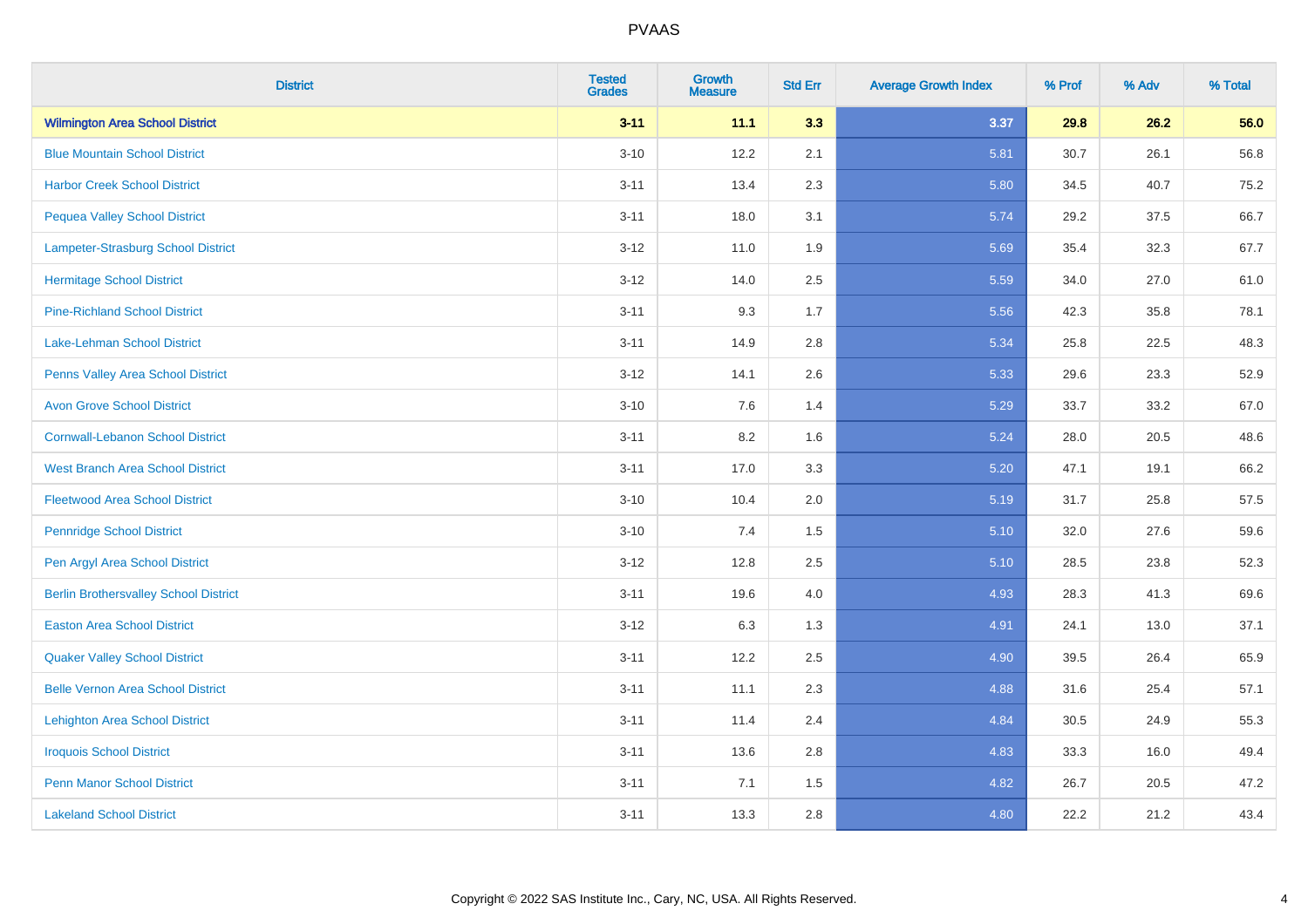# PVAAS

| District | Tested Grades | Growth Measure | Std Err | Average Growth Index | % Prof | % Adv | % Total |
|---|---|---|---|---|---|---|---|
| **Wilmington Area School District** | **3-11** | **11.1** | **3.3** | **3.37** | **29.8** | **26.2** | **56.0** |
| Blue Mountain School District | 3-10 | 12.2 | 2.1 | 5.81 | 30.7 | 26.1 | 56.8 |
| Harbor Creek School District | 3-11 | 13.4 | 2.3 | 5.80 | 34.5 | 40.7 | 75.2 |
| Pequea Valley School District | 3-11 | 18.0 | 3.1 | 5.74 | 29.2 | 37.5 | 66.7 |
| Lampeter-Strasburg School District | 3-12 | 11.0 | 1.9 | 5.69 | 35.4 | 32.3 | 67.7 |
| Hermitage School District | 3-12 | 14.0 | 2.5 | 5.59 | 34.0 | 27.0 | 61.0 |
| Pine-Richland School District | 3-11 | 9.3 | 1.7 | 5.56 | 42.3 | 35.8 | 78.1 |
| Lake-Lehman School District | 3-11 | 14.9 | 2.8 | 5.34 | 25.8 | 22.5 | 48.3 |
| Penns Valley Area School District | 3-12 | 14.1 | 2.6 | 5.33 | 29.6 | 23.3 | 52.9 |
| Avon Grove School District | 3-10 | 7.6 | 1.4 | 5.29 | 33.7 | 33.2 | 67.0 |
| Cornwall-Lebanon School District | 3-11 | 8.2 | 1.6 | 5.24 | 28.0 | 20.5 | 48.6 |
| West Branch Area School District | 3-11 | 17.0 | 3.3 | 5.20 | 47.1 | 19.1 | 66.2 |
| Fleetwood Area School District | 3-10 | 10.4 | 2.0 | 5.19 | 31.7 | 25.8 | 57.5 |
| Pennridge School District | 3-10 | 7.4 | 1.5 | 5.10 | 32.0 | 27.6 | 59.6 |
| Pen Argyl Area School District | 3-12 | 12.8 | 2.5 | 5.10 | 28.5 | 23.8 | 52.3 |
| Berlin Brothersvalley School District | 3-11 | 19.6 | 4.0 | 4.93 | 28.3 | 41.3 | 69.6 |
| Easton Area School District | 3-12 | 6.3 | 1.3 | 4.91 | 24.1 | 13.0 | 37.1 |
| Quaker Valley School District | 3-11 | 12.2 | 2.5 | 4.90 | 39.5 | 26.4 | 65.9 |
| Belle Vernon Area School District | 3-11 | 11.1 | 2.3 | 4.88 | 31.6 | 25.4 | 57.1 |
| Lehighton Area School District | 3-11 | 11.4 | 2.4 | 4.84 | 30.5 | 24.9 | 55.3 |
| Iroquois School District | 3-11 | 13.6 | 2.8 | 4.83 | 33.3 | 16.0 | 49.4 |
| Penn Manor School District | 3-11 | 7.1 | 1.5 | 4.82 | 26.7 | 20.5 | 47.2 |
| Lakeland School District | 3-11 | 13.3 | 2.8 | 4.80 | 22.2 | 21.2 | 43.4 |

Copyright © 2022 SAS Institute Inc., Cary, NC, USA. All Rights Reserved.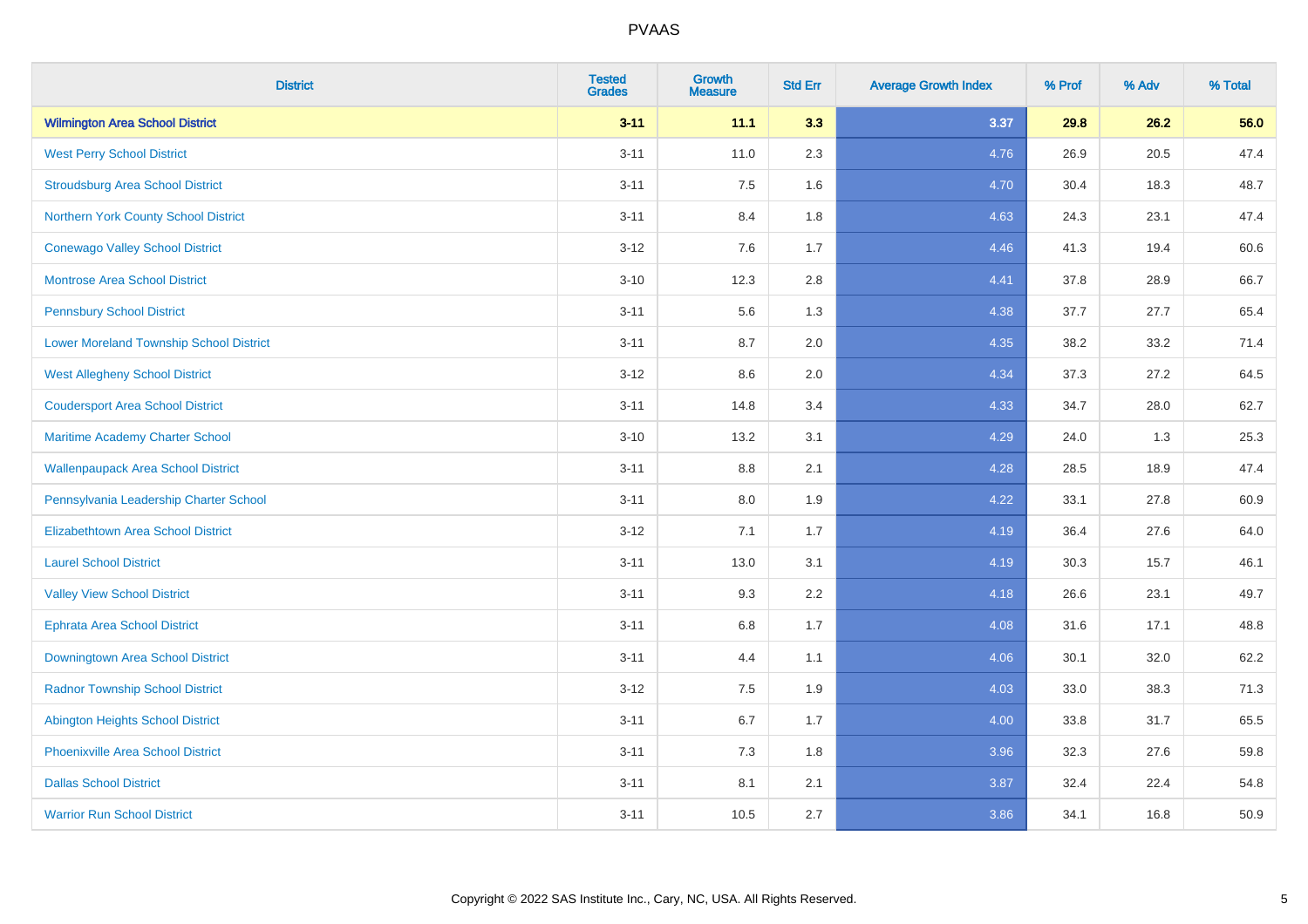# PVAAS

| District | Tested Grades | Growth Measure | Std Err | Average Growth Index | % Prof | % Adv | % Total |
|---|---|---|---|---|---|---|---|
| **Wilmington Area School District** | **3-11** | **11.1** | **3.3** | **3.37** | **29.8** | **26.2** | **56.0** |
| West Perry School District | 3-11 | 11.0 | 2.3 | 4.76 | 26.9 | 20.5 | 47.4 |
| Stroudsburg Area School District | 3-11 | 7.5 | 1.6 | 4.70 | 30.4 | 18.3 | 48.7 |
| Northern York County School District | 3-11 | 8.4 | 1.8 | 4.63 | 24.3 | 23.1 | 47.4 |
| Conewago Valley School District | 3-12 | 7.6 | 1.7 | 4.46 | 41.3 | 19.4 | 60.6 |
| Montrose Area School District | 3-10 | 12.3 | 2.8 | 4.41 | 37.8 | 28.9 | 66.7 |
| Pennsbury School District | 3-11 | 5.6 | 1.3 | 4.38 | 37.7 | 27.7 | 65.4 |
| Lower Moreland Township School District | 3-11 | 8.7 | 2.0 | 4.35 | 38.2 | 33.2 | 71.4 |
| West Allegheny School District | 3-12 | 8.6 | 2.0 | 4.34 | 37.3 | 27.2 | 64.5 |
| Coudersport Area School District | 3-11 | 14.8 | 3.4 | 4.33 | 34.7 | 28.0 | 62.7 |
| Maritime Academy Charter School | 3-10 | 13.2 | 3.1 | 4.29 | 24.0 | 1.3 | 25.3 |
| Wallenpaupack Area School District | 3-11 | 8.8 | 2.1 | 4.28 | 28.5 | 18.9 | 47.4 |
| Pennsylvania Leadership Charter School | 3-11 | 8.0 | 1.9 | 4.22 | 33.1 | 27.8 | 60.9 |
| Elizabethtown Area School District | 3-12 | 7.1 | 1.7 | 4.19 | 36.4 | 27.6 | 64.0 |
| Laurel School District | 3-11 | 13.0 | 3.1 | 4.19 | 30.3 | 15.7 | 46.1 |
| Valley View School District | 3-11 | 9.3 | 2.2 | 4.18 | 26.6 | 23.1 | 49.7 |
| Ephrata Area School District | 3-11 | 6.8 | 1.7 | 4.08 | 31.6 | 17.1 | 48.8 |
| Downingtown Area School District | 3-11 | 4.4 | 1.1 | 4.06 | 30.1 | 32.0 | 62.2 |
| Radnor Township School District | 3-12 | 7.5 | 1.9 | 4.03 | 33.0 | 38.3 | 71.3 |
| Abington Heights School District | 3-11 | 6.7 | 1.7 | 4.00 | 33.8 | 31.7 | 65.5 |
| Phoenixville Area School District | 3-11 | 7.3 | 1.8 | 3.96 | 32.3 | 27.6 | 59.8 |
| Dallas School District | 3-11 | 8.1 | 2.1 | 3.87 | 32.4 | 22.4 | 54.8 |
| Warrior Run School District | 3-11 | 10.5 | 2.7 | 3.86 | 34.1 | 16.8 | 50.9 |

Copyright © 2022 SAS Institute Inc., Cary, NC, USA. All Rights Reserved.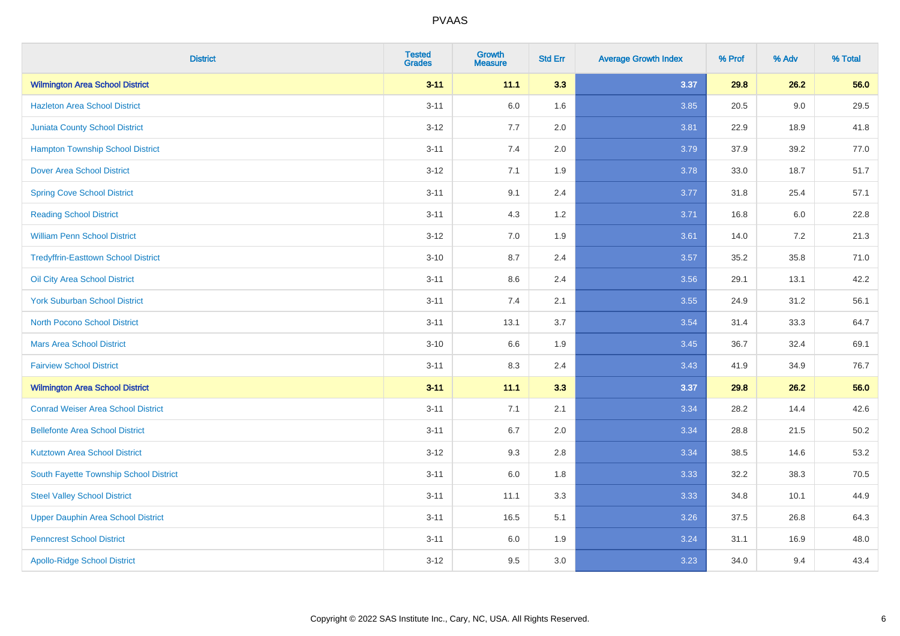# PVAAS

| District | Tested Grades | Growth Measure | Std Err | Average Growth Index | % Prof | % Adv | % Total |
|---|---|---|---|---|---|---|---|
| **Wilmington Area School District** | **3-11** | **11.1** | **3.3** | **3.37** | **29.8** | **26.2** | **56.0** |
| Hazleton Area School District | 3-11 | 6.0 | 1.6 | 3.85 | 20.5 | 9.0 | 29.5 |
| Juniata County School District | 3-12 | 7.7 | 2.0 | 3.81 | 22.9 | 18.9 | 41.8 |
| Hampton Township School District | 3-11 | 7.4 | 2.0 | 3.79 | 37.9 | 39.2 | 77.0 |
| Dover Area School District | 3-12 | 7.1 | 1.9 | 3.78 | 33.0 | 18.7 | 51.7 |
| Spring Cove School District | 3-11 | 9.1 | 2.4 | 3.77 | 31.8 | 25.4 | 57.1 |
| Reading School District | 3-11 | 4.3 | 1.2 | 3.71 | 16.8 | 6.0 | 22.8 |
| William Penn School District | 3-12 | 7.0 | 1.9 | 3.61 | 14.0 | 7.2 | 21.3 |
| Tredyffrin-Easttown School District | 3-10 | 8.7 | 2.4 | 3.57 | 35.2 | 35.8 | 71.0 |
| Oil City Area School District | 3-11 | 8.6 | 2.4 | 3.56 | 29.1 | 13.1 | 42.2 |
| York Suburban School District | 3-11 | 7.4 | 2.1 | 3.55 | 24.9 | 31.2 | 56.1 |
| North Pocono School District | 3-11 | 13.1 | 3.7 | 3.54 | 31.4 | 33.3 | 64.7 |
| Mars Area School District | 3-10 | 6.6 | 1.9 | 3.45 | 36.7 | 32.4 | 69.1 |
| Fairview School District | 3-11 | 8.3 | 2.4 | 3.43 | 41.9 | 34.9 | 76.7 |
| **Wilmington Area School District** | **3-11** | **11.1** | **3.3** | **3.37** | **29.8** | **26.2** | **56.0** |
| Conrad Weiser Area School District | 3-11 | 7.1 | 2.1 | 3.34 | 28.2 | 14.4 | 42.6 |
| Bellefonte Area School District | 3-11 | 6.7 | 2.0 | 3.34 | 28.8 | 21.5 | 50.2 |
| Kutztown Area School District | 3-12 | 9.3 | 2.8 | 3.34 | 38.5 | 14.6 | 53.2 |
| South Fayette Township School District | 3-11 | 6.0 | 1.8 | 3.33 | 32.2 | 38.3 | 70.5 |
| Steel Valley School District | 3-11 | 11.1 | 3.3 | 3.33 | 34.8 | 10.1 | 44.9 |
| Upper Dauphin Area School District | 3-11 | 16.5 | 5.1 | 3.26 | 37.5 | 26.8 | 64.3 |
| Penncrest School District | 3-11 | 6.0 | 1.9 | 3.24 | 31.1 | 16.9 | 48.0 |
| Apollo-Ridge School District | 3-12 | 9.5 | 3.0 | 3.23 | 34.0 | 9.4 | 43.4 |

Copyright © 2022 SAS Institute Inc., Cary, NC, USA. All Rights Reserved.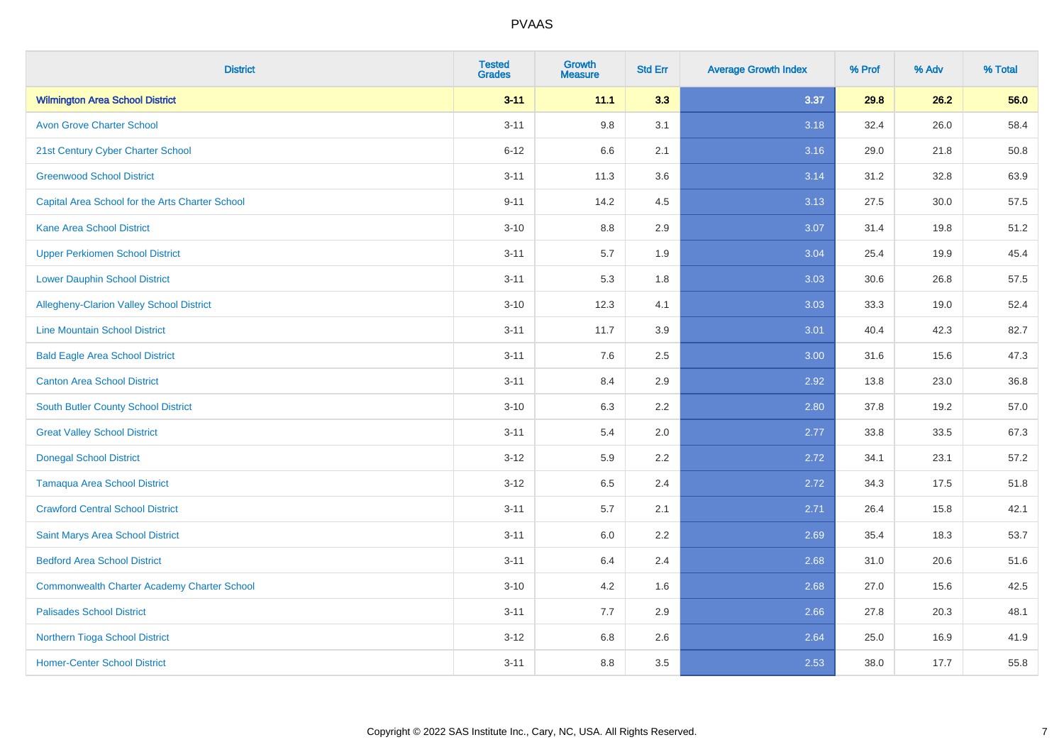# PVAAS

| District | Tested Grades | Growth Measure | Std Err | Average Growth Index | % Prof | % Adv | % Total |
|---|---|---|---|---|---|---|---|
| **Wilmington Area School District** | **3-11** | **11.1** | **3.3** | **3.37** | **29.8** | **26.2** | **56.0** |
| Avon Grove Charter School | 3-11 | 9.8 | 3.1 | 3.18 | 32.4 | 26.0 | 58.4 |
| 21st Century Cyber Charter School | 6-12 | 6.6 | 2.1 | 3.16 | 29.0 | 21.8 | 50.8 |
| Greenwood School District | 3-11 | 11.3 | 3.6 | 3.14 | 31.2 | 32.8 | 63.9 |
| Capital Area School for the Arts Charter School | 9-11 | 14.2 | 4.5 | 3.13 | 27.5 | 30.0 | 57.5 |
| Kane Area School District | 3-10 | 8.8 | 2.9 | 3.07 | 31.4 | 19.8 | 51.2 |
| Upper Perkiomen School District | 3-11 | 5.7 | 1.9 | 3.04 | 25.4 | 19.9 | 45.4 |
| Lower Dauphin School District | 3-11 | 5.3 | 1.8 | 3.03 | 30.6 | 26.8 | 57.5 |
| Allegheny-Clarion Valley School District | 3-10 | 12.3 | 4.1 | 3.03 | 33.3 | 19.0 | 52.4 |
| Line Mountain School District | 3-11 | 11.7 | 3.9 | 3.01 | 40.4 | 42.3 | 82.7 |
| Bald Eagle Area School District | 3-11 | 7.6 | 2.5 | 3.00 | 31.6 | 15.6 | 47.3 |
| Canton Area School District | 3-11 | 8.4 | 2.9 | 2.92 | 13.8 | 23.0 | 36.8 |
| South Butler County School District | 3-10 | 6.3 | 2.2 | 2.80 | 37.8 | 19.2 | 57.0 |
| Great Valley School District | 3-11 | 5.4 | 2.0 | 2.77 | 33.8 | 33.5 | 67.3 |
| Donegal School District | 3-12 | 5.9 | 2.2 | 2.72 | 34.1 | 23.1 | 57.2 |
| Tamaqua Area School District | 3-12 | 6.5 | 2.4 | 2.72 | 34.3 | 17.5 | 51.8 |
| Crawford Central School District | 3-11 | 5.7 | 2.1 | 2.71 | 26.4 | 15.8 | 42.1 |
| Saint Marys Area School District | 3-11 | 6.0 | 2.2 | 2.69 | 35.4 | 18.3 | 53.7 |
| Bedford Area School District | 3-11 | 6.4 | 2.4 | 2.68 | 31.0 | 20.6 | 51.6 |
| Commonwealth Charter Academy Charter School | 3-10 | 4.2 | 1.6 | 2.68 | 27.0 | 15.6 | 42.5 |
| Palisades School District | 3-11 | 7.7 | 2.9 | 2.66 | 27.8 | 20.3 | 48.1 |
| Northern Tioga School District | 3-12 | 6.8 | 2.6 | 2.64 | 25.0 | 16.9 | 41.9 |
| Homer-Center School District | 3-11 | 8.8 | 3.5 | 2.53 | 38.0 | 17.7 | 55.8 |

Copyright © 2022 SAS Institute Inc., Cary, NC, USA. All Rights Reserved.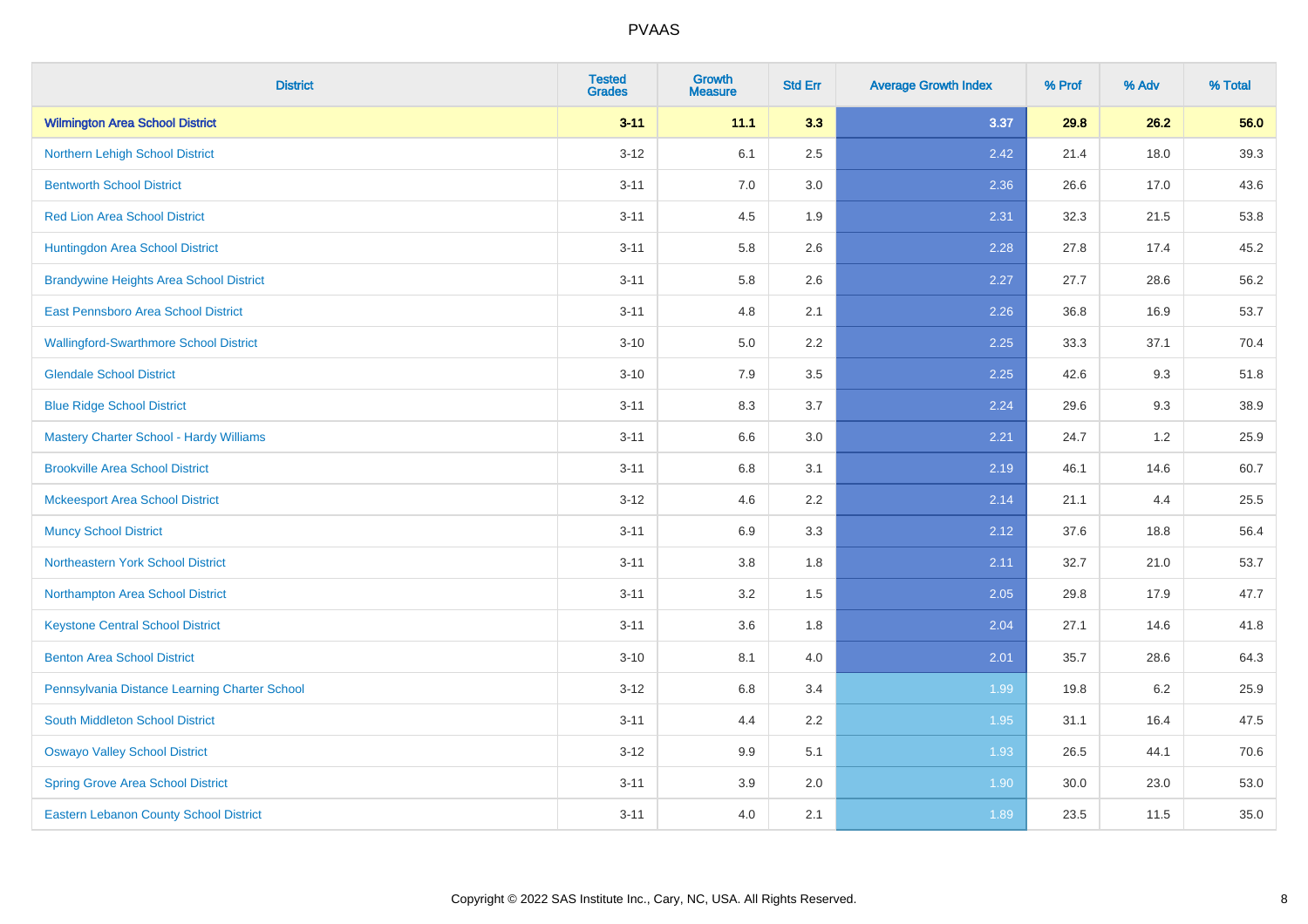# PVAAS

| District | Tested Grades | Growth Measure | Std Err | Average Growth Index | % Prof | % Adv | % Total |
|---|---|---|---|---|---|---|---|
| **Wilmington Area School District** | **3-11** | **11.1** | **3.3** | **3.37** | **29.8** | **26.2** | **56.0** |
| Northern Lehigh School District | 3-12 | 6.1 | 2.5 | 2.42 | 21.4 | 18.0 | 39.3 |
| Bentworth School District | 3-11 | 7.0 | 3.0 | 2.36 | 26.6 | 17.0 | 43.6 |
| Red Lion Area School District | 3-11 | 4.5 | 1.9 | 2.31 | 32.3 | 21.5 | 53.8 |
| Huntingdon Area School District | 3-11 | 5.8 | 2.6 | 2.28 | 27.8 | 17.4 | 45.2 |
| Brandywine Heights Area School District | 3-11 | 5.8 | 2.6 | 2.27 | 27.7 | 28.6 | 56.2 |
| East Pennsboro Area School District | 3-11 | 4.8 | 2.1 | 2.26 | 36.8 | 16.9 | 53.7 |
| Wallingford-Swarthmore School District | 3-10 | 5.0 | 2.2 | 2.25 | 33.3 | 37.1 | 70.4 |
| Glendale School District | 3-10 | 7.9 | 3.5 | 2.25 | 42.6 | 9.3 | 51.8 |
| Blue Ridge School District | 3-11 | 8.3 | 3.7 | 2.24 | 29.6 | 9.3 | 38.9 |
| Mastery Charter School - Hardy Williams | 3-11 | 6.6 | 3.0 | 2.21 | 24.7 | 1.2 | 25.9 |
| Brookville Area School District | 3-11 | 6.8 | 3.1 | 2.19 | 46.1 | 14.6 | 60.7 |
| Mckeesport Area School District | 3-12 | 4.6 | 2.2 | 2.14 | 21.1 | 4.4 | 25.5 |
| Muncy School District | 3-11 | 6.9 | 3.3 | 2.12 | 37.6 | 18.8 | 56.4 |
| Northeastern York School District | 3-11 | 3.8 | 1.8 | 2.11 | 32.7 | 21.0 | 53.7 |
| Northampton Area School District | 3-11 | 3.2 | 1.5 | 2.05 | 29.8 | 17.9 | 47.7 |
| Keystone Central School District | 3-11 | 3.6 | 1.8 | 2.04 | 27.1 | 14.6 | 41.8 |
| Benton Area School District | 3-10 | 8.1 | 4.0 | 2.01 | 35.7 | 28.6 | 64.3 |
| Pennsylvania Distance Learning Charter School | 3-12 | 6.8 | 3.4 | 1.99 | 19.8 | 6.2 | 25.9 |
| South Middleton School District | 3-11 | 4.4 | 2.2 | 1.95 | 31.1 | 16.4 | 47.5 |
| Oswayo Valley School District | 3-12 | 9.9 | 5.1 | 1.93 | 26.5 | 44.1 | 70.6 |
| Spring Grove Area School District | 3-11 | 3.9 | 2.0 | 1.90 | 30.0 | 23.0 | 53.0 |
| Eastern Lebanon County School District | 3-11 | 4.0 | 2.1 | 1.89 | 23.5 | 11.5 | 35.0 |

Copyright © 2022 SAS Institute Inc., Cary, NC, USA. All Rights Reserved.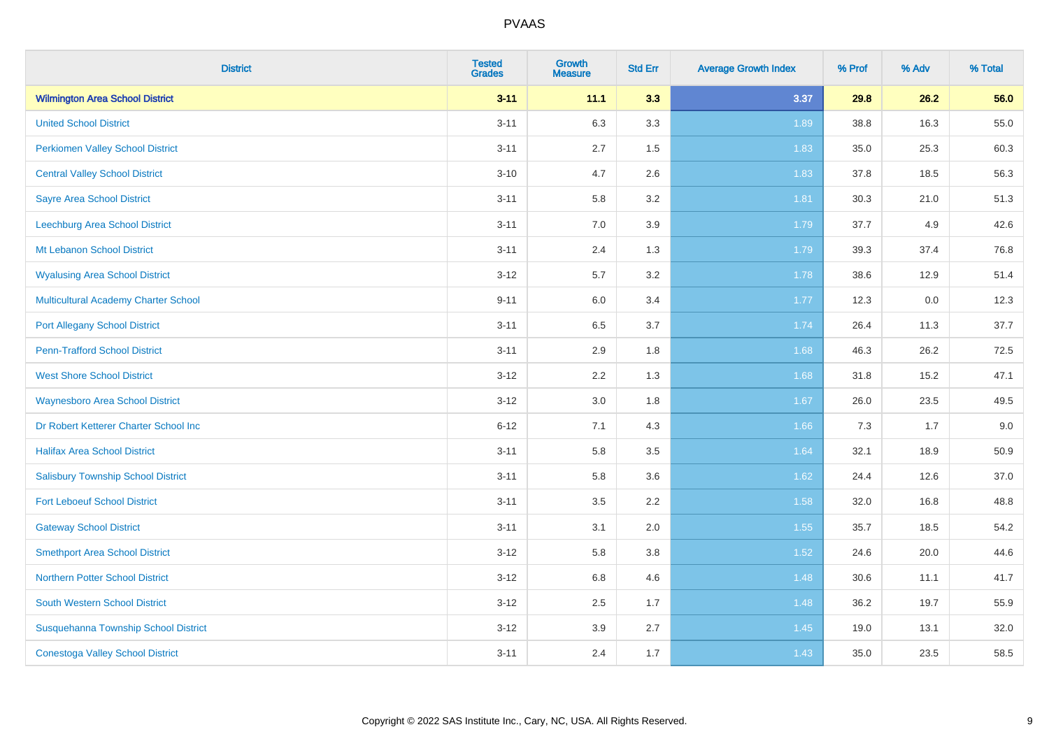PVAAS

| District | Tested Grades | Growth Measure | Std Err | Average Growth Index | % Prof | % Adv | % Total |
|---|---|---|---|---|---|---|---|
| **Wilmington Area School District** | **3-11** | **11.1** | **3.3** | **3.37** | **29.8** | **26.2** | **56.0** |
| United School District | 3-11 | 6.3 | 3.3 | 1.89 | 38.8 | 16.3 | 55.0 |
| Perkiomen Valley School District | 3-11 | 2.7 | 1.5 | 1.83 | 35.0 | 25.3 | 60.3 |
| Central Valley School District | 3-10 | 4.7 | 2.6 | 1.83 | 37.8 | 18.5 | 56.3 |
| Sayre Area School District | 3-11 | 5.8 | 3.2 | 1.81 | 30.3 | 21.0 | 51.3 |
| Leechburg Area School District | 3-11 | 7.0 | 3.9 | 1.79 | 37.7 | 4.9 | 42.6 |
| Mt Lebanon School District | 3-11 | 2.4 | 1.3 | 1.79 | 39.3 | 37.4 | 76.8 |
| Wyalusing Area School District | 3-12 | 5.7 | 3.2 | 1.78 | 38.6 | 12.9 | 51.4 |
| Multicultural Academy Charter School | 9-11 | 6.0 | 3.4 | 1.77 | 12.3 | 0.0 | 12.3 |
| Port Allegany School District | 3-11 | 6.5 | 3.7 | 1.74 | 26.4 | 11.3 | 37.7 |
| Penn-Trafford School District | 3-11 | 2.9 | 1.8 | 1.68 | 46.3 | 26.2 | 72.5 |
| West Shore School District | 3-12 | 2.2 | 1.3 | 1.68 | 31.8 | 15.2 | 47.1 |
| Waynesboro Area School District | 3-12 | 3.0 | 1.8 | 1.67 | 26.0 | 23.5 | 49.5 |
| Dr Robert Ketterer Charter School Inc | 6-12 | 7.1 | 4.3 | 1.66 | 7.3 | 1.7 | 9.0 |
| Halifax Area School District | 3-11 | 5.8 | 3.5 | 1.64 | 32.1 | 18.9 | 50.9 |
| Salisbury Township School District | 3-11 | 5.8 | 3.6 | 1.62 | 24.4 | 12.6 | 37.0 |
| Fort Leboeuf School District | 3-11 | 3.5 | 2.2 | 1.58 | 32.0 | 16.8 | 48.8 |
| Gateway School District | 3-11 | 3.1 | 2.0 | 1.55 | 35.7 | 18.5 | 54.2 |
| Smethport Area School District | 3-12 | 5.8 | 3.8 | 1.52 | 24.6 | 20.0 | 44.6 |
| Northern Potter School District | 3-12 | 6.8 | 4.6 | 1.48 | 30.6 | 11.1 | 41.7 |
| South Western School District | 3-12 | 2.5 | 1.7 | 1.48 | 36.2 | 19.7 | 55.9 |
| Susquehanna Township School District | 3-12 | 3.9 | 2.7 | 1.45 | 19.0 | 13.1 | 32.0 |
| Conestoga Valley School District | 3-11 | 2.4 | 1.7 | 1.43 | 35.0 | 23.5 | 58.5 |

Copyright © 2022 SAS Institute Inc., Cary, NC, USA. All Rights Reserved.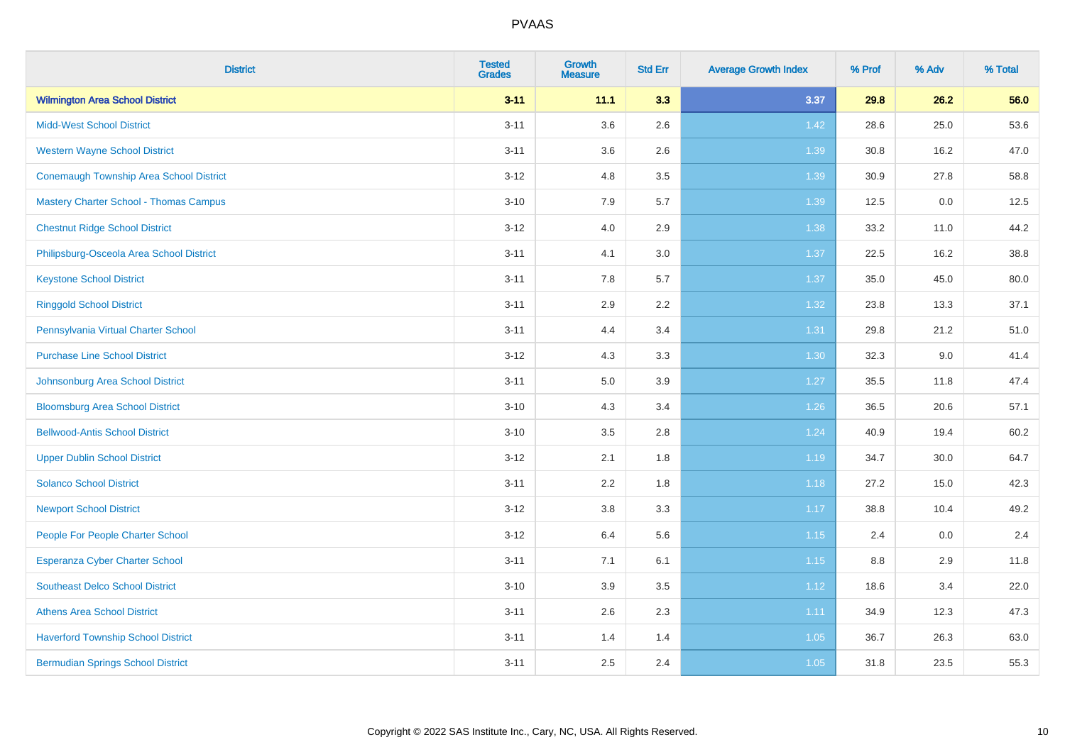| District | Tested Grades | Growth Measure | Std Err | Average Growth Index | % Prof | % Adv | % Total |
|---|---|---|---|---|---|---|---|
| **Wilmington Area School District** | **3-11** | **11.1** | **3.3** | **3.37** | **29.8** | **26.2** | **56.0** |
| Midd-West School District | 3-11 | 3.6 | 2.6 | 1.42 | 28.6 | 25.0 | 53.6 |
| Western Wayne School District | 3-11 | 3.6 | 2.6 | 1.39 | 30.8 | 16.2 | 47.0 |
| Conemaugh Township Area School District | 3-12 | 4.8 | 3.5 | 1.39 | 30.9 | 27.8 | 58.8 |
| Mastery Charter School - Thomas Campus | 3-10 | 7.9 | 5.7 | 1.39 | 12.5 | 0.0 | 12.5 |
| Chestnut Ridge School District | 3-12 | 4.0 | 2.9 | 1.38 | 33.2 | 11.0 | 44.2 |
| Philipsburg-Osceola Area School District | 3-11 | 4.1 | 3.0 | 1.37 | 22.5 | 16.2 | 38.8 |
| Keystone School District | 3-11 | 7.8 | 5.7 | 1.37 | 35.0 | 45.0 | 80.0 |
| Ringgold School District | 3-11 | 2.9 | 2.2 | 1.32 | 23.8 | 13.3 | 37.1 |
| Pennsylvania Virtual Charter School | 3-11 | 4.4 | 3.4 | 1.31 | 29.8 | 21.2 | 51.0 |
| Purchase Line School District | 3-12 | 4.3 | 3.3 | 1.30 | 32.3 | 9.0 | 41.4 |
| Johnsonburg Area School District | 3-11 | 5.0 | 3.9 | 1.27 | 35.5 | 11.8 | 47.4 |
| Bloomsburg Area School District | 3-10 | 4.3 | 3.4 | 1.26 | 36.5 | 20.6 | 57.1 |
| Bellwood-Antis School District | 3-10 | 3.5 | 2.8 | 1.24 | 40.9 | 19.4 | 60.2 |
| Upper Dublin School District | 3-12 | 2.1 | 1.8 | 1.19 | 34.7 | 30.0 | 64.7 |
| Solanco School District | 3-11 | 2.2 | 1.8 | 1.18 | 27.2 | 15.0 | 42.3 |
| Newport School District | 3-12 | 3.8 | 3.3 | 1.17 | 38.8 | 10.4 | 49.2 |
| People For People Charter School | 3-12 | 6.4 | 5.6 | 1.15 | 2.4 | 0.0 | 2.4 |
| Esperanza Cyber Charter School | 3-11 | 7.1 | 6.1 | 1.15 | 8.8 | 2.9 | 11.8 |
| Southeast Delco School District | 3-10 | 3.9 | 3.5 | 1.12 | 18.6 | 3.4 | 22.0 |
| Athens Area School District | 3-11 | 2.6 | 2.3 | 1.11 | 34.9 | 12.3 | 47.3 |
| Haverford Township School District | 3-11 | 1.4 | 1.4 | 1.05 | 36.7 | 26.3 | 63.0 |
| Bermudian Springs School District | 3-11 | 2.5 | 2.4 | 1.05 | 31.8 | 23.5 | 55.3 |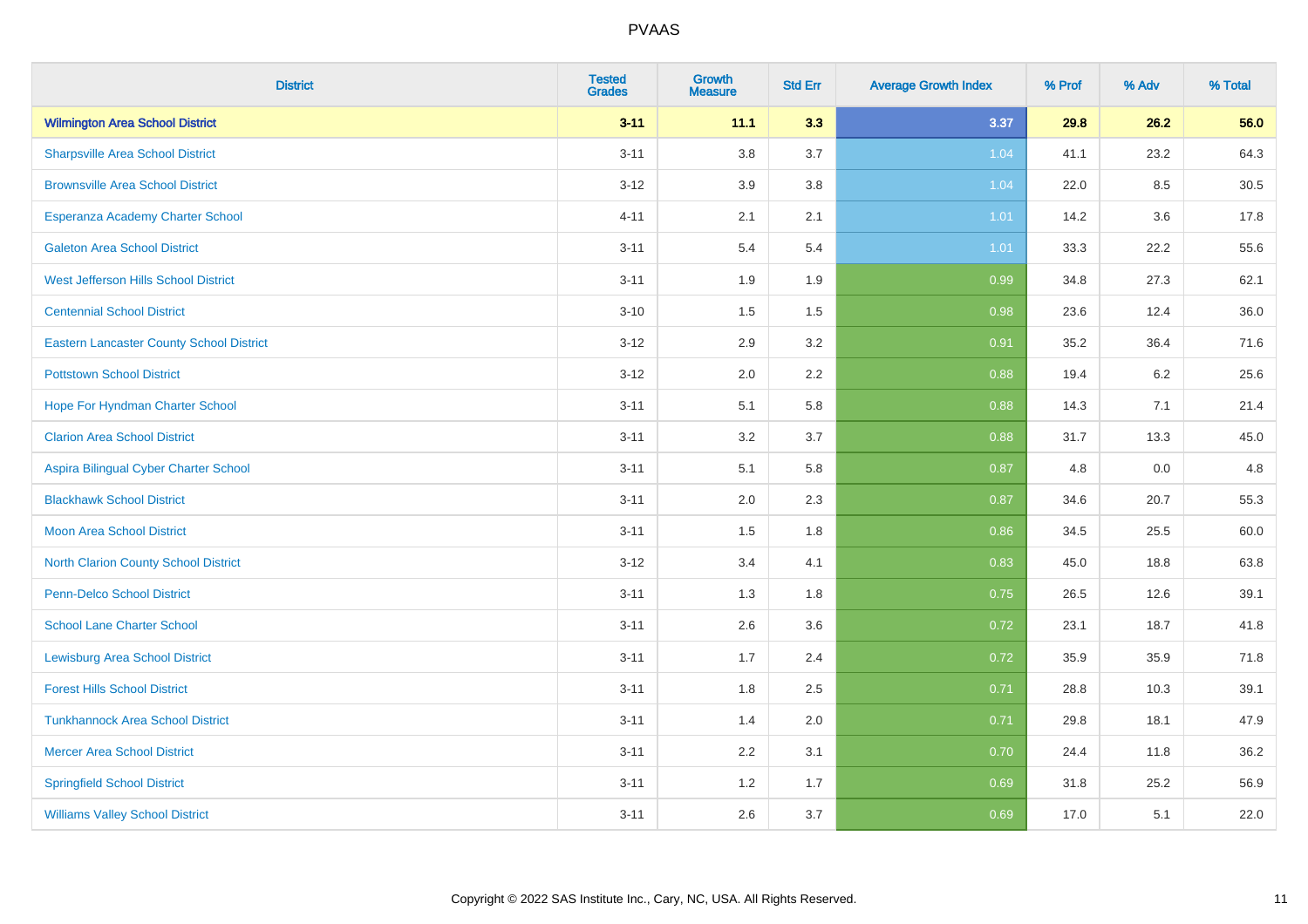| District | Tested Grades | Growth Measure | Std Err | Average Growth Index | % Prof | % Adv | % Total |
|---|---|---|---|---|---|---|---|
| **Wilmington Area School District** | **3-11** | **11.1** | **3.3** | **3.37** | **29.8** | **26.2** | **56.0** |
| Sharpsville Area School District | 3-11 | 3.8 | 3.7 | 1.04 | 41.1 | 23.2 | 64.3 |
| Brownsville Area School District | 3-12 | 3.9 | 3.8 | 1.04 | 22.0 | 8.5 | 30.5 |
| Esperanza Academy Charter School | 4-11 | 2.1 | 2.1 | 1.01 | 14.2 | 3.6 | 17.8 |
| Galeton Area School District | 3-11 | 5.4 | 5.4 | 1.01 | 33.3 | 22.2 | 55.6 |
| West Jefferson Hills School District | 3-11 | 1.9 | 1.9 | 0.99 | 34.8 | 27.3 | 62.1 |
| Centennial School District | 3-10 | 1.5 | 1.5 | 0.98 | 23.6 | 12.4 | 36.0 |
| Eastern Lancaster County School District | 3-12 | 2.9 | 3.2 | 0.91 | 35.2 | 36.4 | 71.6 |
| Pottstown School District | 3-12 | 2.0 | 2.2 | 0.88 | 19.4 | 6.2 | 25.6 |
| Hope For Hyndman Charter School | 3-11 | 5.1 | 5.8 | 0.88 | 14.3 | 7.1 | 21.4 |
| Clarion Area School District | 3-11 | 3.2 | 3.7 | 0.88 | 31.7 | 13.3 | 45.0 |
| Aspira Bilingual Cyber Charter School | 3-11 | 5.1 | 5.8 | 0.87 | 4.8 | 0.0 | 4.8 |
| Blackhawk School District | 3-11 | 2.0 | 2.3 | 0.87 | 34.6 | 20.7 | 55.3 |
| Moon Area School District | 3-11 | 1.5 | 1.8 | 0.86 | 34.5 | 25.5 | 60.0 |
| North Clarion County School District | 3-12 | 3.4 | 4.1 | 0.83 | 45.0 | 18.8 | 63.8 |
| Penn-Delco School District | 3-11 | 1.3 | 1.8 | 0.75 | 26.5 | 12.6 | 39.1 |
| School Lane Charter School | 3-11 | 2.6 | 3.6 | 0.72 | 23.1 | 18.7 | 41.8 |
| Lewisburg Area School District | 3-11 | 1.7 | 2.4 | 0.72 | 35.9 | 35.9 | 71.8 |
| Forest Hills School District | 3-11 | 1.8 | 2.5 | 0.71 | 28.8 | 10.3 | 39.1 |
| Tunkhannock Area School District | 3-11 | 1.4 | 2.0 | 0.71 | 29.8 | 18.1 | 47.9 |
| Mercer Area School District | 3-11 | 2.2 | 3.1 | 0.70 | 24.4 | 11.8 | 36.2 |
| Springfield School District | 3-11 | 1.2 | 1.7 | 0.69 | 31.8 | 25.2 | 56.9 |
| Williams Valley School District | 3-11 | 2.6 | 3.7 | 0.69 | 17.0 | 5.1 | 22.0 |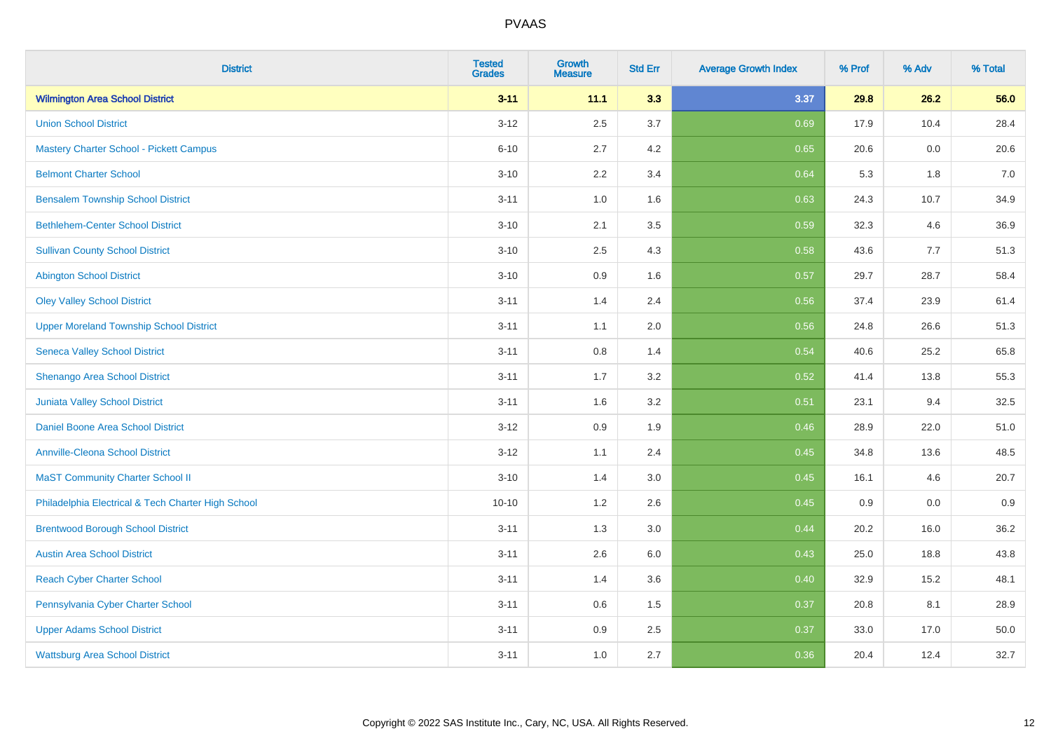| District | Tested Grades | Growth Measure | Std Err | Average Growth Index | % Prof | % Adv | % Total |
|---|---|---|---|---|---|---|---|
| **Wilmington Area School District** | **3-11** | **11.1** | **3.3** | **3.37** | **29.8** | **26.2** | **56.0** |
| Union School District | 3-12 | 2.5 | 3.7 | 0.69 | 17.9 | 10.4 | 28.4 |
| Mastery Charter School - Pickett Campus | 6-10 | 2.7 | 4.2 | 0.65 | 20.6 | 0.0 | 20.6 |
| Belmont Charter School | 3-10 | 2.2 | 3.4 | 0.64 | 5.3 | 1.8 | 7.0 |
| Bensalem Township School District | 3-11 | 1.0 | 1.6 | 0.63 | 24.3 | 10.7 | 34.9 |
| Bethlehem-Center School District | 3-10 | 2.1 | 3.5 | 0.59 | 32.3 | 4.6 | 36.9 |
| Sullivan County School District | 3-10 | 2.5 | 4.3 | 0.58 | 43.6 | 7.7 | 51.3 |
| Abington School District | 3-10 | 0.9 | 1.6 | 0.57 | 29.7 | 28.7 | 58.4 |
| Oley Valley School District | 3-11 | 1.4 | 2.4 | 0.56 | 37.4 | 23.9 | 61.4 |
| Upper Moreland Township School District | 3-11 | 1.1 | 2.0 | 0.56 | 24.8 | 26.6 | 51.3 |
| Seneca Valley School District | 3-11 | 0.8 | 1.4 | 0.54 | 40.6 | 25.2 | 65.8 |
| Shenango Area School District | 3-11 | 1.7 | 3.2 | 0.52 | 41.4 | 13.8 | 55.3 |
| Juniata Valley School District | 3-11 | 1.6 | 3.2 | 0.51 | 23.1 | 9.4 | 32.5 |
| Daniel Boone Area School District | 3-12 | 0.9 | 1.9 | 0.46 | 28.9 | 22.0 | 51.0 |
| Annville-Cleona School District | 3-12 | 1.1 | 2.4 | 0.45 | 34.8 | 13.6 | 48.5 |
| MaST Community Charter School II | 3-10 | 1.4 | 3.0 | 0.45 | 16.1 | 4.6 | 20.7 |
| Philadelphia Electrical & Tech Charter High School | 10-10 | 1.2 | 2.6 | 0.45 | 0.9 | 0.0 | 0.9 |
| Brentwood Borough School District | 3-11 | 1.3 | 3.0 | 0.44 | 20.2 | 16.0 | 36.2 |
| Austin Area School District | 3-11 | 2.6 | 6.0 | 0.43 | 25.0 | 18.8 | 43.8 |
| Reach Cyber Charter School | 3-11 | 1.4 | 3.6 | 0.40 | 32.9 | 15.2 | 48.1 |
| Pennsylvania Cyber Charter School | 3-11 | 0.6 | 1.5 | 0.37 | 20.8 | 8.1 | 28.9 |
| Upper Adams School District | 3-11 | 0.9 | 2.5 | 0.37 | 33.0 | 17.0 | 50.0 |
| Wattsburg Area School District | 3-11 | 1.0 | 2.7 | 0.36 | 20.4 | 12.4 | 32.7 |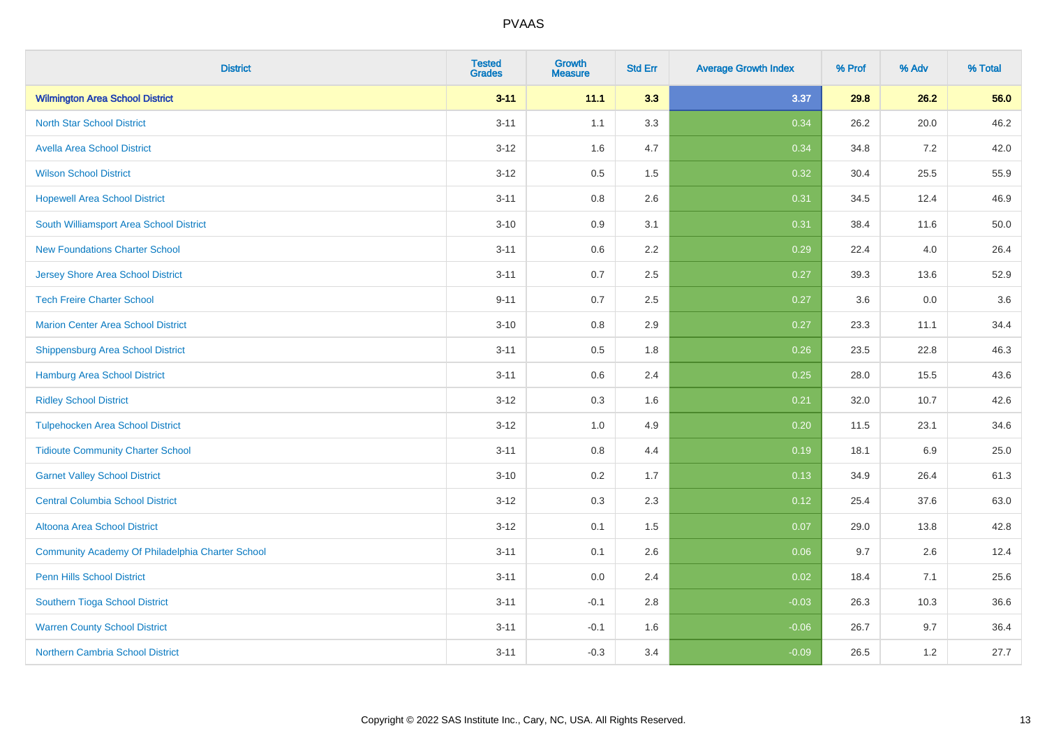PVAAS

| District | Tested Grades | Growth Measure | Std Err | Average Growth Index | % Prof | % Adv | % Total |
|---|---|---|---|---|---|---|---|
| **Wilmington Area School District** | **3-11** | **11.1** | **3.3** | **3.37** | **29.8** | **26.2** | **56.0** |
| North Star School District | 3-11 | 1.1 | 3.3 | 0.34 | 26.2 | 20.0 | 46.2 |
| Avella Area School District | 3-12 | 1.6 | 4.7 | 0.34 | 34.8 | 7.2 | 42.0 |
| Wilson School District | 3-12 | 0.5 | 1.5 | 0.32 | 30.4 | 25.5 | 55.9 |
| Hopewell Area School District | 3-11 | 0.8 | 2.6 | 0.31 | 34.5 | 12.4 | 46.9 |
| South Williamsport Area School District | 3-10 | 0.9 | 3.1 | 0.31 | 38.4 | 11.6 | 50.0 |
| New Foundations Charter School | 3-11 | 0.6 | 2.2 | 0.29 | 22.4 | 4.0 | 26.4 |
| Jersey Shore Area School District | 3-11 | 0.7 | 2.5 | 0.27 | 39.3 | 13.6 | 52.9 |
| Tech Freire Charter School | 9-11 | 0.7 | 2.5 | 0.27 | 3.6 | 0.0 | 3.6 |
| Marion Center Area School District | 3-10 | 0.8 | 2.9 | 0.27 | 23.3 | 11.1 | 34.4 |
| Shippensburg Area School District | 3-11 | 0.5 | 1.8 | 0.26 | 23.5 | 22.8 | 46.3 |
| Hamburg Area School District | 3-11 | 0.6 | 2.4 | 0.25 | 28.0 | 15.5 | 43.6 |
| Ridley School District | 3-12 | 0.3 | 1.6 | 0.21 | 32.0 | 10.7 | 42.6 |
| Tulpehocken Area School District | 3-12 | 1.0 | 4.9 | 0.20 | 11.5 | 23.1 | 34.6 |
| Tidioute Community Charter School | 3-11 | 0.8 | 4.4 | 0.19 | 18.1 | 6.9 | 25.0 |
| Garnet Valley School District | 3-10 | 0.2 | 1.7 | 0.13 | 34.9 | 26.4 | 61.3 |
| Central Columbia School District | 3-12 | 0.3 | 2.3 | 0.12 | 25.4 | 37.6 | 63.0 |
| Altoona Area School District | 3-12 | 0.1 | 1.5 | 0.07 | 29.0 | 13.8 | 42.8 |
| Community Academy Of Philadelphia Charter School | 3-11 | 0.1 | 2.6 | 0.06 | 9.7 | 2.6 | 12.4 |
| Penn Hills School District | 3-11 | 0.0 | 2.4 | 0.02 | 18.4 | 7.1 | 25.6 |
| Southern Tioga School District | 3-11 | -0.1 | 2.8 | -0.03 | 26.3 | 10.3 | 36.6 |
| Warren County School District | 3-11 | -0.1 | 1.6 | -0.06 | 26.7 | 9.7 | 36.4 |
| Northern Cambria School District | 3-11 | -0.3 | 3.4 | -0.09 | 26.5 | 1.2 | 27.7 |

Copyright © 2022 SAS Institute Inc., Cary, NC, USA. All Rights Reserved.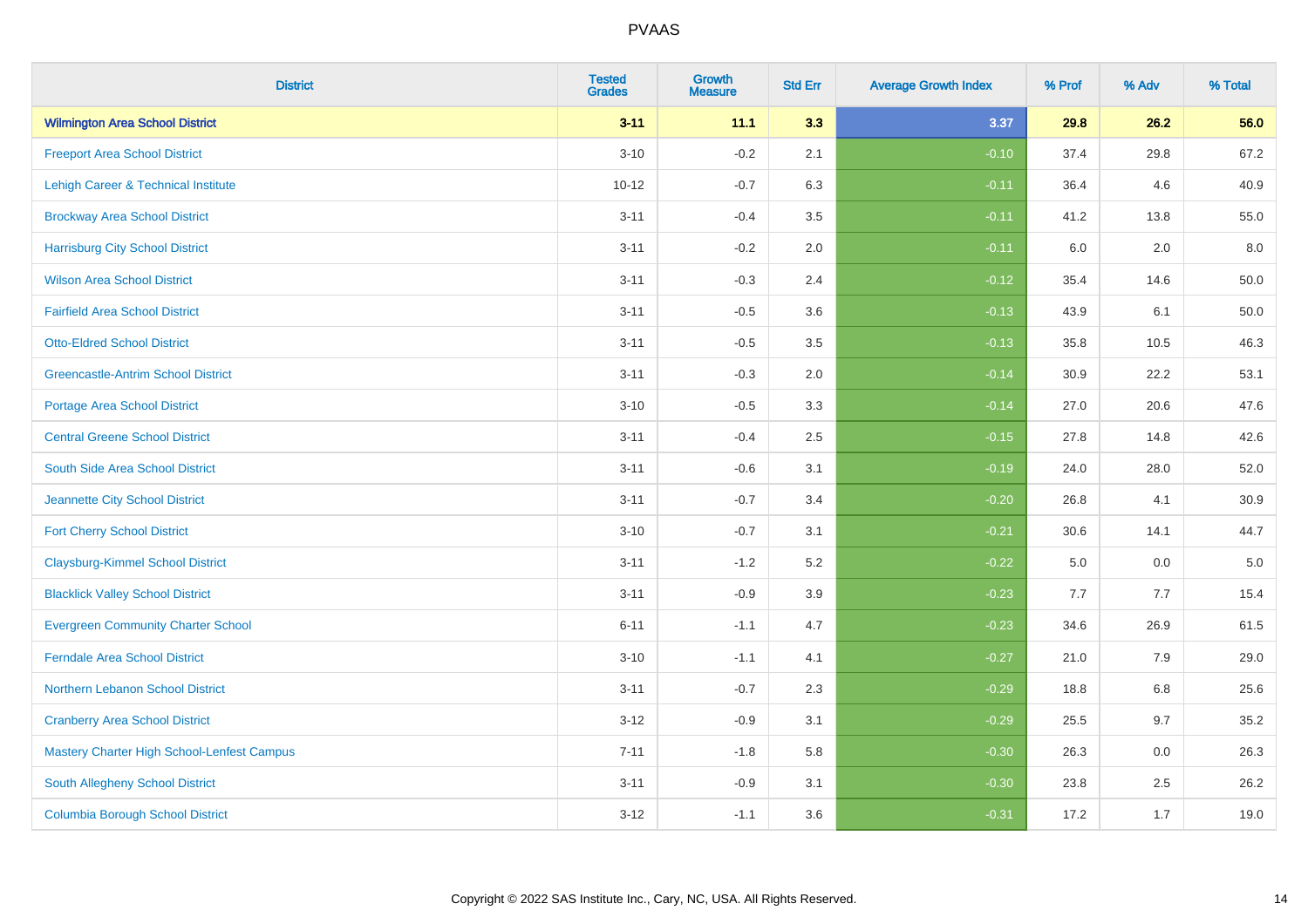| District | Tested Grades | Growth Measure | Std Err | Average Growth Index | % Prof | % Adv | % Total |
|---|---|---|---|---|---|---|---|
| **Wilmington Area School District** | **3-11** | **11.1** | **3.3** | **3.37** | **29.8** | **26.2** | **56.0** |
| Freeport Area School District | 3-10 | -0.2 | 2.1 | -0.10 | 37.4 | 29.8 | 67.2 |
| Lehigh Career & Technical Institute | 10-12 | -0.7 | 6.3 | -0.11 | 36.4 | 4.6 | 40.9 |
| Brockway Area School District | 3-11 | -0.4 | 3.5 | -0.11 | 41.2 | 13.8 | 55.0 |
| Harrisburg City School District | 3-11 | -0.2 | 2.0 | -0.11 | 6.0 | 2.0 | 8.0 |
| Wilson Area School District | 3-11 | -0.3 | 2.4 | -0.12 | 35.4 | 14.6 | 50.0 |
| Fairfield Area School District | 3-11 | -0.5 | 3.6 | -0.13 | 43.9 | 6.1 | 50.0 |
| Otto-Eldred School District | 3-11 | -0.5 | 3.5 | -0.13 | 35.8 | 10.5 | 46.3 |
| Greencastle-Antrim School District | 3-11 | -0.3 | 2.0 | -0.14 | 30.9 | 22.2 | 53.1 |
| Portage Area School District | 3-10 | -0.5 | 3.3 | -0.14 | 27.0 | 20.6 | 47.6 |
| Central Greene School District | 3-11 | -0.4 | 2.5 | -0.15 | 27.8 | 14.8 | 42.6 |
| South Side Area School District | 3-11 | -0.6 | 3.1 | -0.19 | 24.0 | 28.0 | 52.0 |
| Jeannette City School District | 3-11 | -0.7 | 3.4 | -0.20 | 26.8 | 4.1 | 30.9 |
| Fort Cherry School District | 3-10 | -0.7 | 3.1 | -0.21 | 30.6 | 14.1 | 44.7 |
| Claysburg-Kimmel School District | 3-11 | -1.2 | 5.2 | -0.22 | 5.0 | 0.0 | 5.0 |
| Blacklick Valley School District | 3-11 | -0.9 | 3.9 | -0.23 | 7.7 | 7.7 | 15.4 |
| Evergreen Community Charter School | 6-11 | -1.1 | 4.7 | -0.23 | 34.6 | 26.9 | 61.5 |
| Ferndale Area School District | 3-10 | -1.1 | 4.1 | -0.27 | 21.0 | 7.9 | 29.0 |
| Northern Lebanon School District | 3-11 | -0.7 | 2.3 | -0.29 | 18.8 | 6.8 | 25.6 |
| Cranberry Area School District | 3-12 | -0.9 | 3.1 | -0.29 | 25.5 | 9.7 | 35.2 |
| Mastery Charter High School-Lenfest Campus | 7-11 | -1.8 | 5.8 | -0.30 | 26.3 | 0.0 | 26.3 |
| South Allegheny School District | 3-11 | -0.9 | 3.1 | -0.30 | 23.8 | 2.5 | 26.2 |
| Columbia Borough School District | 3-12 | -1.1 | 3.6 | -0.31 | 17.2 | 1.7 | 19.0 |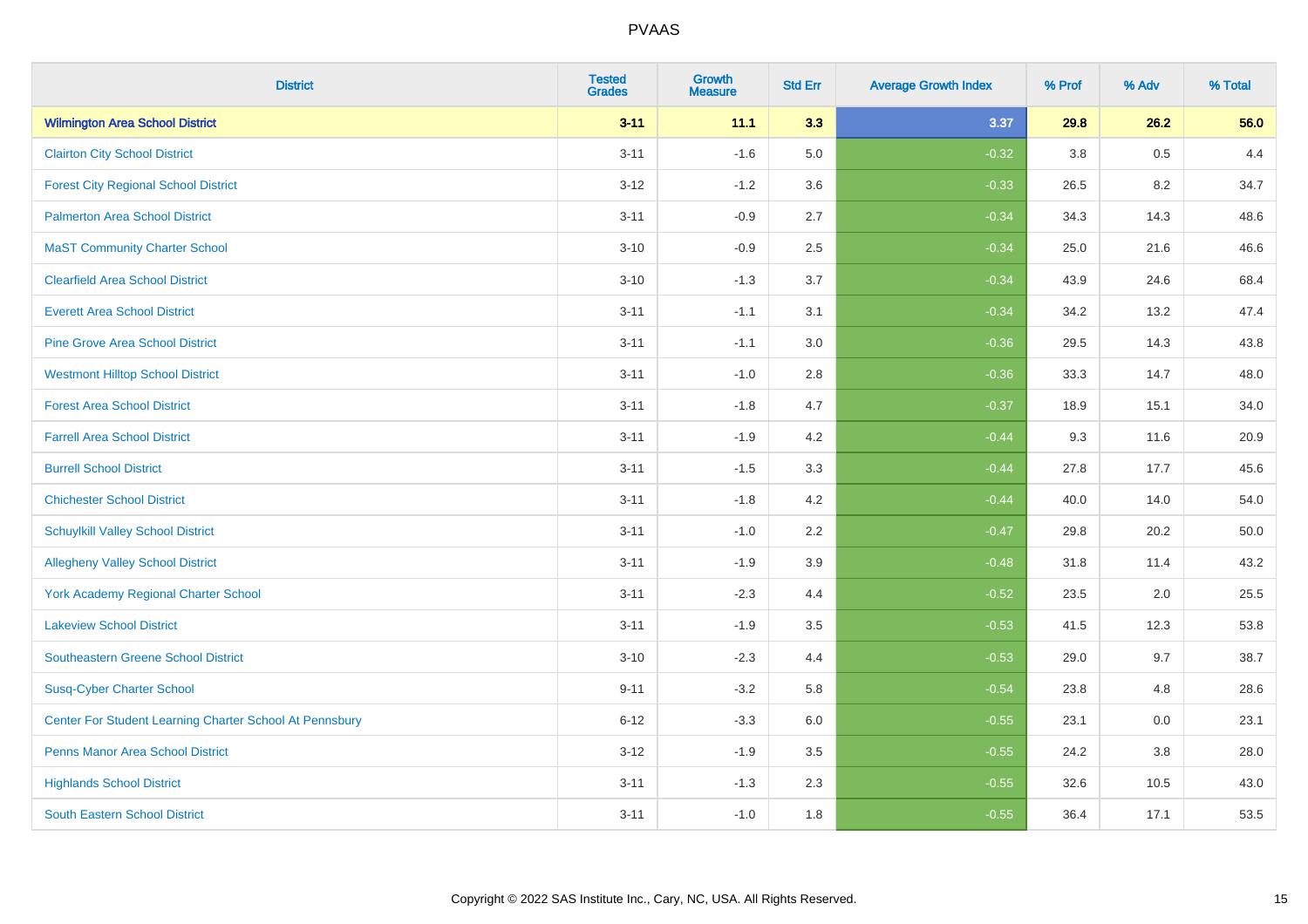PVAAS

| District | Tested Grades | Growth Measure | Std Err | Average Growth Index | % Prof | % Adv | % Total |
|---|---|---|---|---|---|---|---|
| **Wilmington Area School District** | **3-11** | **11.1** | **3.3** | **3.37** | **29.8** | **26.2** | **56.0** |
| Clairton City School District | 3-11 | -1.6 | 5.0 | -0.32 | 3.8 | 0.5 | 4.4 |
| Forest City Regional School District | 3-12 | -1.2 | 3.6 | -0.33 | 26.5 | 8.2 | 34.7 |
| Palmerton Area School District | 3-11 | -0.9 | 2.7 | -0.34 | 34.3 | 14.3 | 48.6 |
| MaST Community Charter School | 3-10 | -0.9 | 2.5 | -0.34 | 25.0 | 21.6 | 46.6 |
| Clearfield Area School District | 3-10 | -1.3 | 3.7 | -0.34 | 43.9 | 24.6 | 68.4 |
| Everett Area School District | 3-11 | -1.1 | 3.1 | -0.34 | 34.2 | 13.2 | 47.4 |
| Pine Grove Area School District | 3-11 | -1.1 | 3.0 | -0.36 | 29.5 | 14.3 | 43.8 |
| Westmont Hilltop School District | 3-11 | -1.0 | 2.8 | -0.36 | 33.3 | 14.7 | 48.0 |
| Forest Area School District | 3-11 | -1.8 | 4.7 | -0.37 | 18.9 | 15.1 | 34.0 |
| Farrell Area School District | 3-11 | -1.9 | 4.2 | -0.44 | 9.3 | 11.6 | 20.9 |
| Burrell School District | 3-11 | -1.5 | 3.3 | -0.44 | 27.8 | 17.7 | 45.6 |
| Chichester School District | 3-11 | -1.8 | 4.2 | -0.44 | 40.0 | 14.0 | 54.0 |
| Schuylkill Valley School District | 3-11 | -1.0 | 2.2 | -0.47 | 29.8 | 20.2 | 50.0 |
| Allegheny Valley School District | 3-11 | -1.9 | 3.9 | -0.48 | 31.8 | 11.4 | 43.2 |
| York Academy Regional Charter School | 3-11 | -2.3 | 4.4 | -0.52 | 23.5 | 2.0 | 25.5 |
| Lakeview School District | 3-11 | -1.9 | 3.5 | -0.53 | 41.5 | 12.3 | 53.8 |
| Southeastern Greene School District | 3-10 | -2.3 | 4.4 | -0.53 | 29.0 | 9.7 | 38.7 |
| Susq-Cyber Charter School | 9-11 | -3.2 | 5.8 | -0.54 | 23.8 | 4.8 | 28.6 |
| Center For Student Learning Charter School At Pennsbury | 6-12 | -3.3 | 6.0 | -0.55 | 23.1 | 0.0 | 23.1 |
| Penns Manor Area School District | 3-12 | -1.9 | 3.5 | -0.55 | 24.2 | 3.8 | 28.0 |
| Highlands School District | 3-11 | -1.3 | 2.3 | -0.55 | 32.6 | 10.5 | 43.0 |
| South Eastern School District | 3-11 | -1.0 | 1.8 | -0.55 | 36.4 | 17.1 | 53.5 |

Copyright © 2022 SAS Institute Inc., Cary, NC, USA. All Rights Reserved.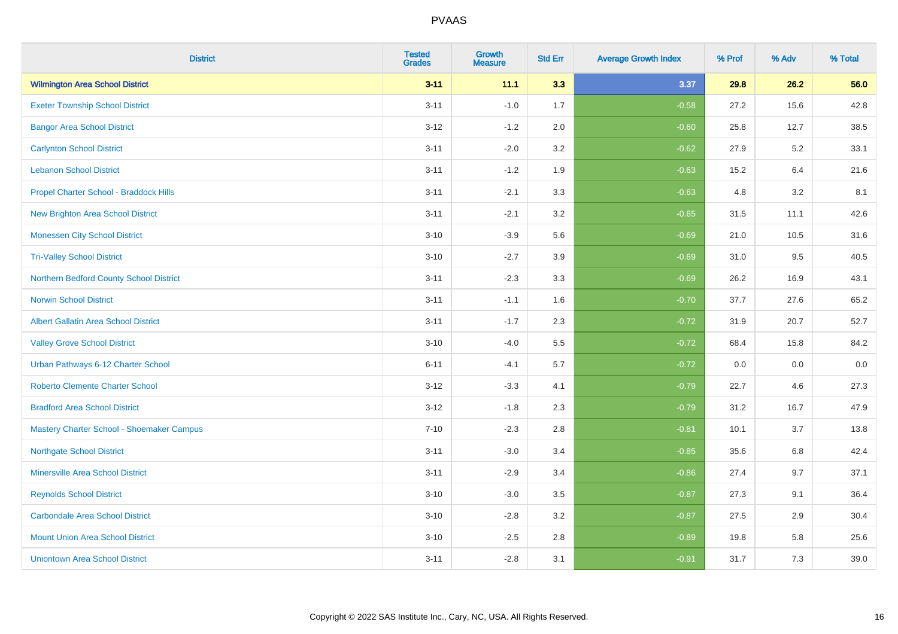| District | Tested Grades | Growth Measure | Std Err | Average Growth Index | % Prof | % Adv | % Total |
|---|---|---|---|---|---|---|---|
| **Wilmington Area School District** | **3-11** | **11.1** | **3.3** | **3.37** | **29.8** | **26.2** | **56.0** |
| Exeter Township School District | 3-11 | -1.0 | 1.7 | -0.58 | 27.2 | 15.6 | 42.8 |
| Bangor Area School District | 3-12 | -1.2 | 2.0 | -0.60 | 25.8 | 12.7 | 38.5 |
| Carlynton School District | 3-11 | -2.0 | 3.2 | -0.62 | 27.9 | 5.2 | 33.1 |
| Lebanon School District | 3-11 | -1.2 | 1.9 | -0.63 | 15.2 | 6.4 | 21.6 |
| Propel Charter School - Braddock Hills | 3-11 | -2.1 | 3.3 | -0.63 | 4.8 | 3.2 | 8.1 |
| New Brighton Area School District | 3-11 | -2.1 | 3.2 | -0.65 | 31.5 | 11.1 | 42.6 |
| Monessen City School District | 3-10 | -3.9 | 5.6 | -0.69 | 21.0 | 10.5 | 31.6 |
| Tri-Valley School District | 3-10 | -2.7 | 3.9 | -0.69 | 31.0 | 9.5 | 40.5 |
| Northern Bedford County School District | 3-11 | -2.3 | 3.3 | -0.69 | 26.2 | 16.9 | 43.1 |
| Norwin School District | 3-11 | -1.1 | 1.6 | -0.70 | 37.7 | 27.6 | 65.2 |
| Albert Gallatin Area School District | 3-11 | -1.7 | 2.3 | -0.72 | 31.9 | 20.7 | 52.7 |
| Valley Grove School District | 3-10 | -4.0 | 5.5 | -0.72 | 68.4 | 15.8 | 84.2 |
| Urban Pathways 6-12 Charter School | 6-11 | -4.1 | 5.7 | -0.72 | 0.0 | 0.0 | 0.0 |
| Roberto Clemente Charter School | 3-12 | -3.3 | 4.1 | -0.79 | 22.7 | 4.6 | 27.3 |
| Bradford Area School District | 3-12 | -1.8 | 2.3 | -0.79 | 31.2 | 16.7 | 47.9 |
| Mastery Charter School - Shoemaker Campus | 7-10 | -2.3 | 2.8 | -0.81 | 10.1 | 3.7 | 13.8 |
| Northgate School District | 3-11 | -3.0 | 3.4 | -0.85 | 35.6 | 6.8 | 42.4 |
| Minersville Area School District | 3-11 | -2.9 | 3.4 | -0.86 | 27.4 | 9.7 | 37.1 |
| Reynolds School District | 3-10 | -3.0 | 3.5 | -0.87 | 27.3 | 9.1 | 36.4 |
| Carbondale Area School District | 3-10 | -2.8 | 3.2 | -0.87 | 27.5 | 2.9 | 30.4 |
| Mount Union Area School District | 3-10 | -2.5 | 2.8 | -0.89 | 19.8 | 5.8 | 25.6 |
| Uniontown Area School District | 3-11 | -2.8 | 3.1 | -0.91 | 31.7 | 7.3 | 39.0 |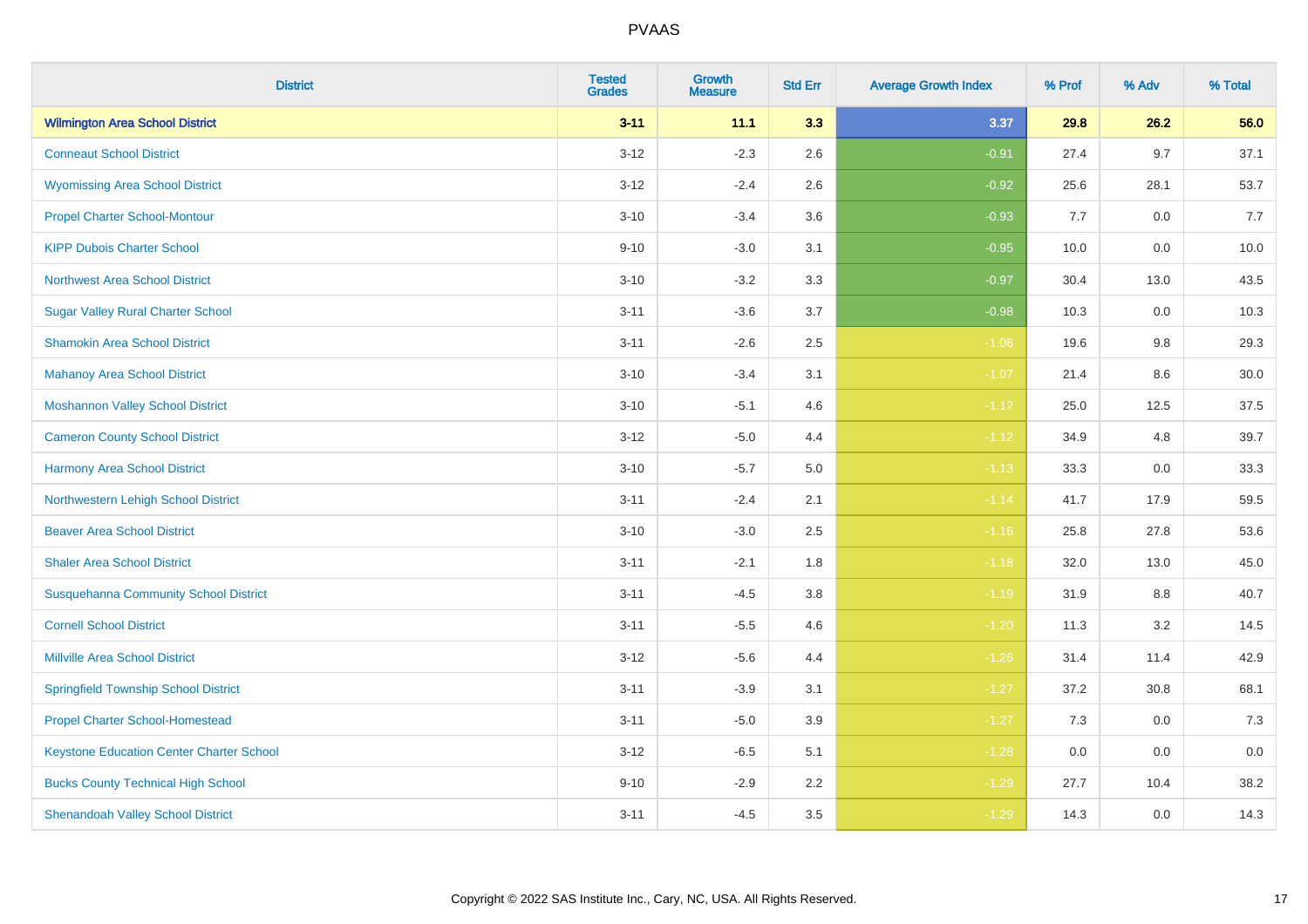# PVAAS

| District | Tested Grades | Growth Measure | Std Err | Average Growth Index | % Prof | % Adv | % Total |
|---|---|---|---|---|---|---|---|
| **Wilmington Area School District** | **3-11** | **11.1** | **3.3** | **3.37** | **29.8** | **26.2** | **56.0** |
| Conneaut School District | 3-12 | -2.3 | 2.6 | -0.91 | 27.4 | 9.7 | 37.1 |
| Wyomissing Area School District | 3-12 | -2.4 | 2.6 | -0.92 | 25.6 | 28.1 | 53.7 |
| Propel Charter School-Montour | 3-10 | -3.4 | 3.6 | -0.93 | 7.7 | 0.0 | 7.7 |
| KIPP Dubois Charter School | 9-10 | -3.0 | 3.1 | -0.95 | 10.0 | 0.0 | 10.0 |
| Northwest Area School District | 3-10 | -3.2 | 3.3 | -0.97 | 30.4 | 13.0 | 43.5 |
| Sugar Valley Rural Charter School | 3-11 | -3.6 | 3.7 | -0.98 | 10.3 | 0.0 | 10.3 |
| Shamokin Area School District | 3-11 | -2.6 | 2.5 | -1.06 | 19.6 | 9.8 | 29.3 |
| Mahanoy Area School District | 3-10 | -3.4 | 3.1 | -1.07 | 21.4 | 8.6 | 30.0 |
| Moshannon Valley School District | 3-10 | -5.1 | 4.6 | -1.12 | 25.0 | 12.5 | 37.5 |
| Cameron County School District | 3-12 | -5.0 | 4.4 | -1.12 | 34.9 | 4.8 | 39.7 |
| Harmony Area School District | 3-10 | -5.7 | 5.0 | -1.13 | 33.3 | 0.0 | 33.3 |
| Northwestern Lehigh School District | 3-11 | -2.4 | 2.1 | -1.14 | 41.7 | 17.9 | 59.5 |
| Beaver Area School District | 3-10 | -3.0 | 2.5 | -1.16 | 25.8 | 27.8 | 53.6 |
| Shaler Area School District | 3-11 | -2.1 | 1.8 | -1.18 | 32.0 | 13.0 | 45.0 |
| Susquehanna Community School District | 3-11 | -4.5 | 3.8 | -1.19 | 31.9 | 8.8 | 40.7 |
| Cornell School District | 3-11 | -5.5 | 4.6 | -1.20 | 11.3 | 3.2 | 14.5 |
| Millville Area School District | 3-12 | -5.6 | 4.4 | -1.26 | 31.4 | 11.4 | 42.9 |
| Springfield Township School District | 3-11 | -3.9 | 3.1 | -1.27 | 37.2 | 30.8 | 68.1 |
| Propel Charter School-Homestead | 3-11 | -5.0 | 3.9 | -1.27 | 7.3 | 0.0 | 7.3 |
| Keystone Education Center Charter School | 3-12 | -6.5 | 5.1 | -1.28 | 0.0 | 0.0 | 0.0 |
| Bucks County Technical High School | 9-10 | -2.9 | 2.2 | -1.29 | 27.7 | 10.4 | 38.2 |
| Shenandoah Valley School District | 3-11 | -4.5 | 3.5 | -1.29 | 14.3 | 0.0 | 14.3 |

Copyright © 2022 SAS Institute Inc., Cary, NC, USA. All Rights Reserved.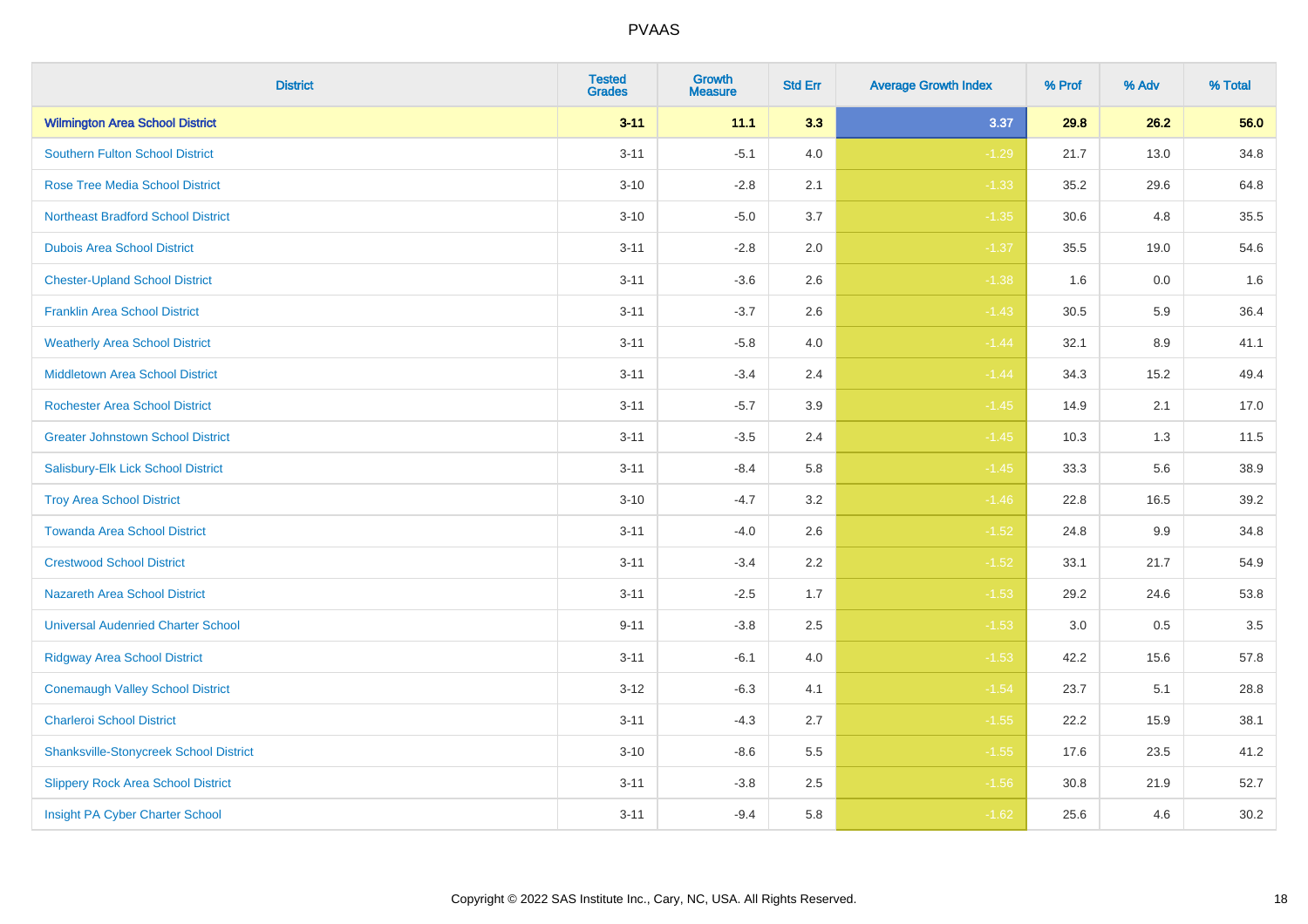# PVAAS

| District | Tested Grades | Growth Measure | Std Err | Average Growth Index | % Prof | % Adv | % Total |
|---|---|---|---|---|---|---|---|
| **Wilmington Area School District** | **3-11** | **11.1** | **3.3** | **3.37** | **29.8** | **26.2** | **56.0** |
| Southern Fulton School District | 3-11 | -5.1 | 4.0 | -1.29 | 21.7 | 13.0 | 34.8 |
| Rose Tree Media School District | 3-10 | -2.8 | 2.1 | -1.33 | 35.2 | 29.6 | 64.8 |
| Northeast Bradford School District | 3-10 | -5.0 | 3.7 | -1.35 | 30.6 | 4.8 | 35.5 |
| Dubois Area School District | 3-11 | -2.8 | 2.0 | -1.37 | 35.5 | 19.0 | 54.6 |
| Chester-Upland School District | 3-11 | -3.6 | 2.6 | -1.38 | 1.6 | 0.0 | 1.6 |
| Franklin Area School District | 3-11 | -3.7 | 2.6 | -1.43 | 30.5 | 5.9 | 36.4 |
| Weatherly Area School District | 3-11 | -5.8 | 4.0 | -1.44 | 32.1 | 8.9 | 41.1 |
| Middletown Area School District | 3-11 | -3.4 | 2.4 | -1.44 | 34.3 | 15.2 | 49.4 |
| Rochester Area School District | 3-11 | -5.7 | 3.9 | -1.45 | 14.9 | 2.1 | 17.0 |
| Greater Johnstown School District | 3-11 | -3.5 | 2.4 | -1.45 | 10.3 | 1.3 | 11.5 |
| Salisbury-Elk Lick School District | 3-11 | -8.4 | 5.8 | -1.45 | 33.3 | 5.6 | 38.9 |
| Troy Area School District | 3-10 | -4.7 | 3.2 | -1.46 | 22.8 | 16.5 | 39.2 |
| Towanda Area School District | 3-11 | -4.0 | 2.6 | -1.52 | 24.8 | 9.9 | 34.8 |
| Crestwood School District | 3-11 | -3.4 | 2.2 | -1.52 | 33.1 | 21.7 | 54.9 |
| Nazareth Area School District | 3-11 | -2.5 | 1.7 | -1.53 | 29.2 | 24.6 | 53.8 |
| Universal Audenried Charter School | 9-11 | -3.8 | 2.5 | -1.53 | 3.0 | 0.5 | 3.5 |
| Ridgway Area School District | 3-11 | -6.1 | 4.0 | -1.53 | 42.2 | 15.6 | 57.8 |
| Conemaugh Valley School District | 3-12 | -6.3 | 4.1 | -1.54 | 23.7 | 5.1 | 28.8 |
| Charleroi School District | 3-11 | -4.3 | 2.7 | -1.55 | 22.2 | 15.9 | 38.1 |
| Shanksville-Stonycreek School District | 3-10 | -8.6 | 5.5 | -1.55 | 17.6 | 23.5 | 41.2 |
| Slippery Rock Area School District | 3-11 | -3.8 | 2.5 | -1.56 | 30.8 | 21.9 | 52.7 |
| Insight PA Cyber Charter School | 3-11 | -9.4 | 5.8 | -1.62 | 25.6 | 4.6 | 30.2 |

Copyright © 2022 SAS Institute Inc., Cary, NC, USA. All Rights Reserved.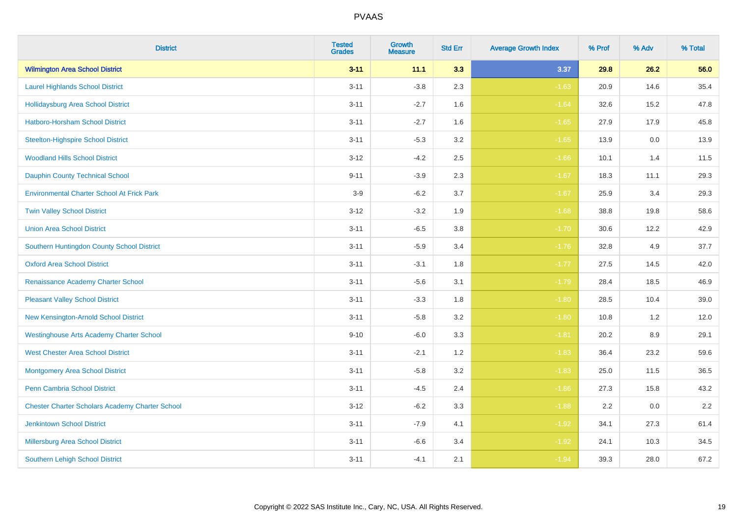# PVAAS

| District | Tested Grades | Growth Measure | Std Err | Average Growth Index | % Prof | % Adv | % Total |
|---|---|---|---|---|---|---|---|
| **Wilmington Area School District** | **3-11** | **11.1** | **3.3** | **3.37** | **29.8** | **26.2** | **56.0** |
| Laurel Highlands School District | 3-11 | -3.8 | 2.3 | -1.63 | 20.9 | 14.6 | 35.4 |
| Hollidaysburg Area School District | 3-11 | -2.7 | 1.6 | -1.64 | 32.6 | 15.2 | 47.8 |
| Hatboro-Horsham School District | 3-11 | -2.7 | 1.6 | -1.65 | 27.9 | 17.9 | 45.8 |
| Steelton-Highspire School District | 3-11 | -5.3 | 3.2 | -1.65 | 13.9 | 0.0 | 13.9 |
| Woodland Hills School District | 3-12 | -4.2 | 2.5 | -1.66 | 10.1 | 1.4 | 11.5 |
| Dauphin County Technical School | 9-11 | -3.9 | 2.3 | -1.67 | 18.3 | 11.1 | 29.3 |
| Environmental Charter School At Frick Park | 3-9 | -6.2 | 3.7 | -1.67 | 25.9 | 3.4 | 29.3 |
| Twin Valley School District | 3-12 | -3.2 | 1.9 | -1.68 | 38.8 | 19.8 | 58.6 |
| Union Area School District | 3-11 | -6.5 | 3.8 | -1.70 | 30.6 | 12.2 | 42.9 |
| Southern Huntingdon County School District | 3-11 | -5.9 | 3.4 | -1.76 | 32.8 | 4.9 | 37.7 |
| Oxford Area School District | 3-11 | -3.1 | 1.8 | -1.77 | 27.5 | 14.5 | 42.0 |
| Renaissance Academy Charter School | 3-11 | -5.6 | 3.1 | -1.79 | 28.4 | 18.5 | 46.9 |
| Pleasant Valley School District | 3-11 | -3.3 | 1.8 | -1.80 | 28.5 | 10.4 | 39.0 |
| New Kensington-Arnold School District | 3-11 | -5.8 | 3.2 | -1.80 | 10.8 | 1.2 | 12.0 |
| Westinghouse Arts Academy Charter School | 9-10 | -6.0 | 3.3 | -1.81 | 20.2 | 8.9 | 29.1 |
| West Chester Area School District | 3-11 | -2.1 | 1.2 | -1.83 | 36.4 | 23.2 | 59.6 |
| Montgomery Area School District | 3-11 | -5.8 | 3.2 | -1.83 | 25.0 | 11.5 | 36.5 |
| Penn Cambria School District | 3-11 | -4.5 | 2.4 | -1.86 | 27.3 | 15.8 | 43.2 |
| Chester Charter Scholars Academy Charter School | 3-12 | -6.2 | 3.3 | -1.88 | 2.2 | 0.0 | 2.2 |
| Jenkintown School District | 3-11 | -7.9 | 4.1 | -1.92 | 34.1 | 27.3 | 61.4 |
| Millersburg Area School District | 3-11 | -6.6 | 3.4 | -1.92 | 24.1 | 10.3 | 34.5 |
| Southern Lehigh School District | 3-11 | -4.1 | 2.1 | -1.94 | 39.3 | 28.0 | 67.2 |

Copyright © 2022 SAS Institute Inc., Cary, NC, USA. All Rights Reserved.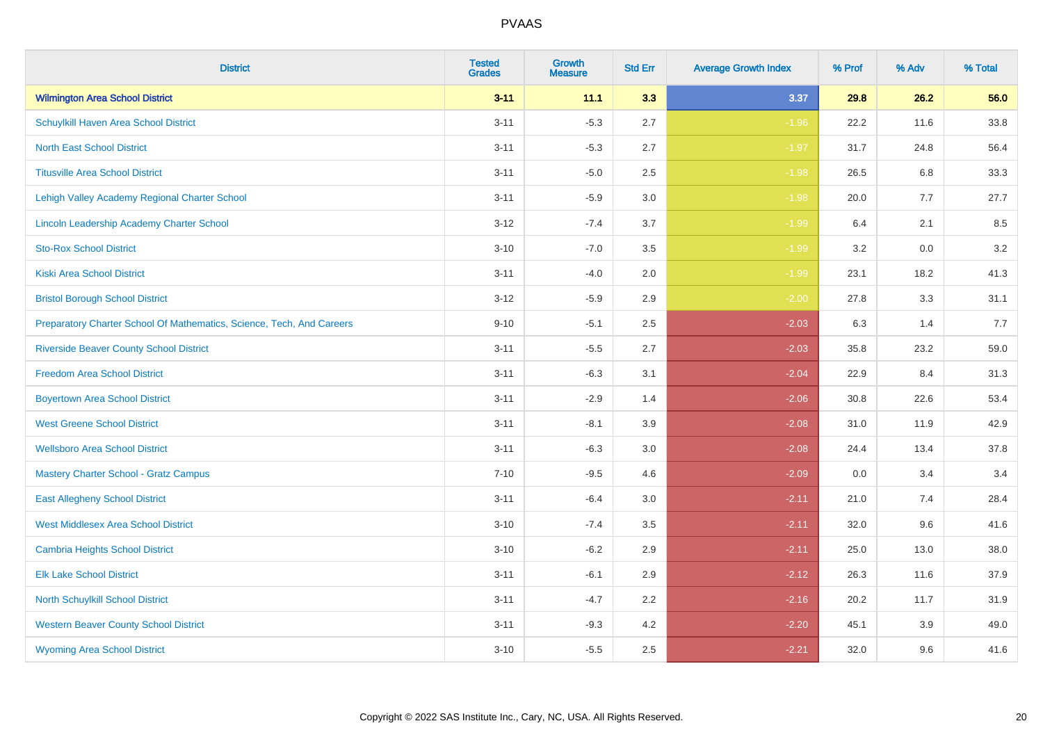# PVAAS

| District | Tested Grades | Growth Measure | Std Err | Average Growth Index | % Prof | % Adv | % Total |
|---|---|---|---|---|---|---|---|
| **Wilmington Area School District** | **3-11** | **11.1** | **3.3** | **3.37** | **29.8** | **26.2** | **56.0** |
| Schuylkill Haven Area School District | 3-11 | -5.3 | 2.7 | -1.96 | 22.2 | 11.6 | 33.8 |
| North East School District | 3-11 | -5.3 | 2.7 | -1.97 | 31.7 | 24.8 | 56.4 |
| Titusville Area School District | 3-11 | -5.0 | 2.5 | -1.98 | 26.5 | 6.8 | 33.3 |
| Lehigh Valley Academy Regional Charter School | 3-11 | -5.9 | 3.0 | -1.98 | 20.0 | 7.7 | 27.7 |
| Lincoln Leadership Academy Charter School | 3-12 | -7.4 | 3.7 | -1.99 | 6.4 | 2.1 | 8.5 |
| Sto-Rox School District | 3-10 | -7.0 | 3.5 | -1.99 | 3.2 | 0.0 | 3.2 |
| Kiski Area School District | 3-11 | -4.0 | 2.0 | -1.99 | 23.1 | 18.2 | 41.3 |
| Bristol Borough School District | 3-12 | -5.9 | 2.9 | -2.00 | 27.8 | 3.3 | 31.1 |
| Preparatory Charter School Of Mathematics, Science, Tech, And Careers | 9-10 | -5.1 | 2.5 | -2.03 | 6.3 | 1.4 | 7.7 |
| Riverside Beaver County School District | 3-11 | -5.5 | 2.7 | -2.03 | 35.8 | 23.2 | 59.0 |
| Freedom Area School District | 3-11 | -6.3 | 3.1 | -2.04 | 22.9 | 8.4 | 31.3 |
| Boyertown Area School District | 3-11 | -2.9 | 1.4 | -2.06 | 30.8 | 22.6 | 53.4 |
| West Greene School District | 3-11 | -8.1 | 3.9 | -2.08 | 31.0 | 11.9 | 42.9 |
| Wellsboro Area School District | 3-11 | -6.3 | 3.0 | -2.08 | 24.4 | 13.4 | 37.8 |
| Mastery Charter School - Gratz Campus | 7-10 | -9.5 | 4.6 | -2.09 | 0.0 | 3.4 | 3.4 |
| East Allegheny School District | 3-11 | -6.4 | 3.0 | -2.11 | 21.0 | 7.4 | 28.4 |
| West Middlesex Area School District | 3-10 | -7.4 | 3.5 | -2.11 | 32.0 | 9.6 | 41.6 |
| Cambria Heights School District | 3-10 | -6.2 | 2.9 | -2.11 | 25.0 | 13.0 | 38.0 |
| Elk Lake School District | 3-11 | -6.1 | 2.9 | -2.12 | 26.3 | 11.6 | 37.9 |
| North Schuylkill School District | 3-11 | -4.7 | 2.2 | -2.16 | 20.2 | 11.7 | 31.9 |
| Western Beaver County School District | 3-11 | -9.3 | 4.2 | -2.20 | 45.1 | 3.9 | 49.0 |
| Wyoming Area School District | 3-10 | -5.5 | 2.5 | -2.21 | 32.0 | 9.6 | 41.6 |

Copyright © 2022 SAS Institute Inc., Cary, NC, USA. All Rights Reserved.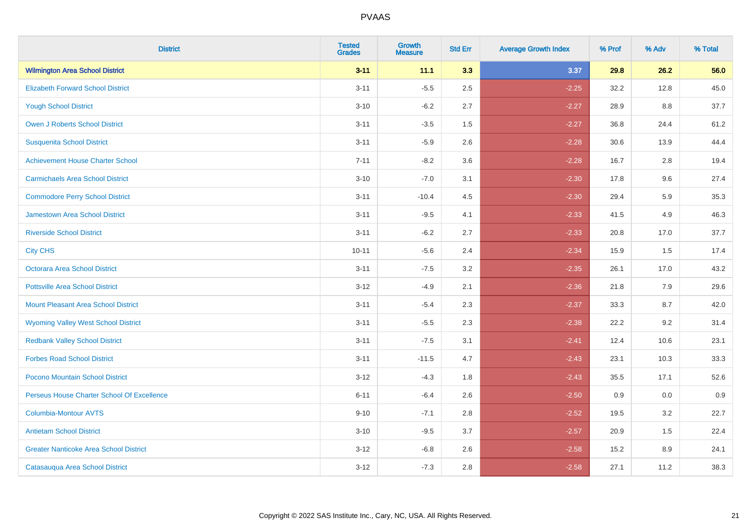# PVAAS

| District | Tested Grades | Growth Measure | Std Err | Average Growth Index | % Prof | % Adv | % Total |
|---|---|---|---|---|---|---|---|
| **Wilmington Area School District** | **3-11** | **11.1** | **3.3** | **3.37** | **29.8** | **26.2** | **56.0** |
| Elizabeth Forward School District | 3-11 | -5.5 | 2.5 | -2.25 | 32.2 | 12.8 | 45.0 |
| Yough School District | 3-10 | -6.2 | 2.7 | -2.27 | 28.9 | 8.8 | 37.7 |
| Owen J Roberts School District | 3-11 | -3.5 | 1.5 | -2.27 | 36.8 | 24.4 | 61.2 |
| Susquenita School District | 3-11 | -5.9 | 2.6 | -2.28 | 30.6 | 13.9 | 44.4 |
| Achievement House Charter School | 7-11 | -8.2 | 3.6 | -2.28 | 16.7 | 2.8 | 19.4 |
| Carmichaels Area School District | 3-10 | -7.0 | 3.1 | -2.30 | 17.8 | 9.6 | 27.4 |
| Commodore Perry School District | 3-11 | -10.4 | 4.5 | -2.30 | 29.4 | 5.9 | 35.3 |
| Jamestown Area School District | 3-11 | -9.5 | 4.1 | -2.33 | 41.5 | 4.9 | 46.3 |
| Riverside School District | 3-11 | -6.2 | 2.7 | -2.33 | 20.8 | 17.0 | 37.7 |
| City CHS | 10-11 | -5.6 | 2.4 | -2.34 | 15.9 | 1.5 | 17.4 |
| Octorara Area School District | 3-11 | -7.5 | 3.2 | -2.35 | 26.1 | 17.0 | 43.2 |
| Pottsville Area School District | 3-12 | -4.9 | 2.1 | -2.36 | 21.8 | 7.9 | 29.6 |
| Mount Pleasant Area School District | 3-11 | -5.4 | 2.3 | -2.37 | 33.3 | 8.7 | 42.0 |
| Wyoming Valley West School District | 3-11 | -5.5 | 2.3 | -2.38 | 22.2 | 9.2 | 31.4 |
| Redbank Valley School District | 3-11 | -7.5 | 3.1 | -2.41 | 12.4 | 10.6 | 23.1 |
| Forbes Road School District | 3-11 | -11.5 | 4.7 | -2.43 | 23.1 | 10.3 | 33.3 |
| Pocono Mountain School District | 3-12 | -4.3 | 1.8 | -2.43 | 35.5 | 17.1 | 52.6 |
| Perseus House Charter School Of Excellence | 6-11 | -6.4 | 2.6 | -2.50 | 0.9 | 0.0 | 0.9 |
| Columbia-Montour AVTS | 9-10 | -7.1 | 2.8 | -2.52 | 19.5 | 3.2 | 22.7 |
| Antietam School District | 3-10 | -9.5 | 3.7 | -2.57 | 20.9 | 1.5 | 22.4 |
| Greater Nanticoke Area School District | 3-12 | -6.8 | 2.6 | -2.58 | 15.2 | 8.9 | 24.1 |
| Catasauqua Area School District | 3-12 | -7.3 | 2.8 | -2.58 | 27.1 | 11.2 | 38.3 |

Copyright © 2022 SAS Institute Inc., Cary, NC, USA. All Rights Reserved.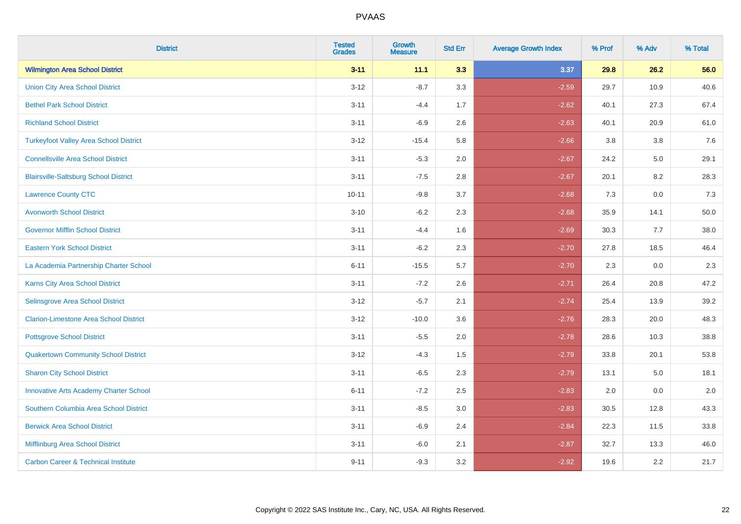| District | Tested Grades | Growth Measure | Std Err | Average Growth Index | % Prof | % Adv | % Total |
|---|---|---|---|---|---|---|---|
| **Wilmington Area School District** | **3-11** | **11.1** | **3.3** | **3.37** | **29.8** | **26.2** | **56.0** |
| Union City Area School District | 3-12 | -8.7 | 3.3 | -2.59 | 29.7 | 10.9 | 40.6 |
| Bethel Park School District | 3-11 | -4.4 | 1.7 | -2.62 | 40.1 | 27.3 | 67.4 |
| Richland School District | 3-11 | -6.9 | 2.6 | -2.63 | 40.1 | 20.9 | 61.0 |
| Turkeyfoot Valley Area School District | 3-12 | -15.4 | 5.8 | -2.66 | 3.8 | 3.8 | 7.6 |
| Connellsville Area School District | 3-11 | -5.3 | 2.0 | -2.67 | 24.2 | 5.0 | 29.1 |
| Blairsville-Saltsburg School District | 3-11 | -7.5 | 2.8 | -2.67 | 20.1 | 8.2 | 28.3 |
| Lawrence County CTC | 10-11 | -9.8 | 3.7 | -2.68 | 7.3 | 0.0 | 7.3 |
| Avonworth School District | 3-10 | -6.2 | 2.3 | -2.68 | 35.9 | 14.1 | 50.0 |
| Governor Mifflin School District | 3-11 | -4.4 | 1.6 | -2.69 | 30.3 | 7.7 | 38.0 |
| Eastern York School District | 3-11 | -6.2 | 2.3 | -2.70 | 27.8 | 18.5 | 46.4 |
| La Academia Partnership Charter School | 6-11 | -15.5 | 5.7 | -2.70 | 2.3 | 0.0 | 2.3 |
| Karns City Area School District | 3-11 | -7.2 | 2.6 | -2.71 | 26.4 | 20.8 | 47.2 |
| Selinsgrove Area School District | 3-12 | -5.7 | 2.1 | -2.74 | 25.4 | 13.9 | 39.2 |
| Clarion-Limestone Area School District | 3-12 | -10.0 | 3.6 | -2.76 | 28.3 | 20.0 | 48.3 |
| Pottsgrove School District | 3-11 | -5.5 | 2.0 | -2.78 | 28.6 | 10.3 | 38.8 |
| Quakertown Community School District | 3-12 | -4.3 | 1.5 | -2.79 | 33.8 | 20.1 | 53.8 |
| Sharon City School District | 3-11 | -6.5 | 2.3 | -2.79 | 13.1 | 5.0 | 18.1 |
| Innovative Arts Academy Charter School | 6-11 | -7.2 | 2.5 | -2.83 | 2.0 | 0.0 | 2.0 |
| Southern Columbia Area School District | 3-11 | -8.5 | 3.0 | -2.83 | 30.5 | 12.8 | 43.3 |
| Berwick Area School District | 3-11 | -6.9 | 2.4 | -2.84 | 22.3 | 11.5 | 33.8 |
| Mifflinburg Area School District | 3-11 | -6.0 | 2.1 | -2.87 | 32.7 | 13.3 | 46.0 |
| Carbon Career & Technical Institute | 9-11 | -9.3 | 3.2 | -2.92 | 19.6 | 2.2 | 21.7 |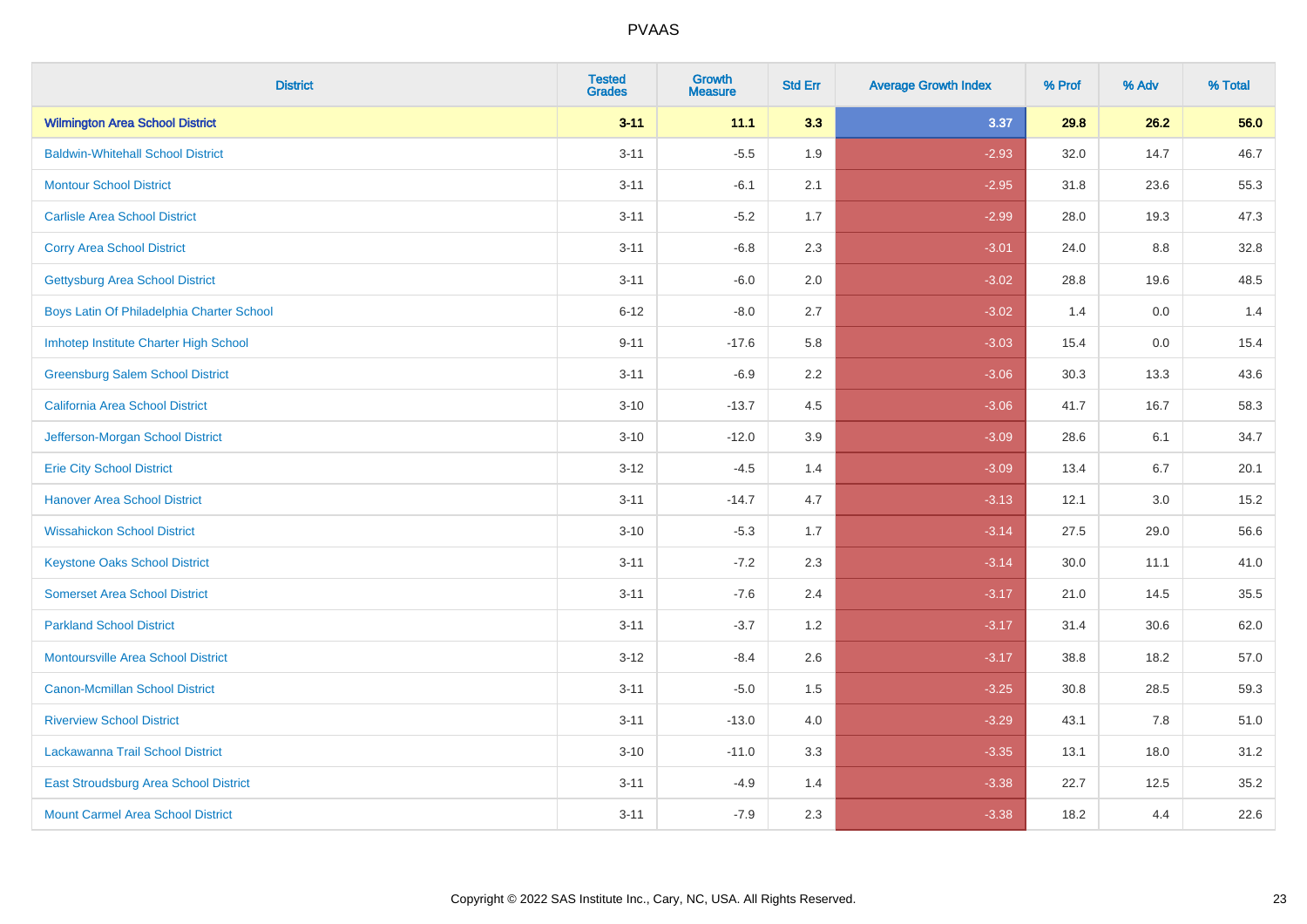| District | Tested Grades | Growth Measure | Std Err | Average Growth Index | % Prof | % Adv | % Total |
|---|---|---|---|---|---|---|---|
| **Wilmington Area School District** | **3-11** | **11.1** | **3.3** | **3.37** | **29.8** | **26.2** | **56.0** |
| Baldwin-Whitehall School District | 3-11 | -5.5 | 1.9 | -2.93 | 32.0 | 14.7 | 46.7 |
| Montour School District | 3-11 | -6.1 | 2.1 | -2.95 | 31.8 | 23.6 | 55.3 |
| Carlisle Area School District | 3-11 | -5.2 | 1.7 | -2.99 | 28.0 | 19.3 | 47.3 |
| Corry Area School District | 3-11 | -6.8 | 2.3 | -3.01 | 24.0 | 8.8 | 32.8 |
| Gettysburg Area School District | 3-11 | -6.0 | 2.0 | -3.02 | 28.8 | 19.6 | 48.5 |
| Boys Latin Of Philadelphia Charter School | 6-12 | -8.0 | 2.7 | -3.02 | 1.4 | 0.0 | 1.4 |
| Imhotep Institute Charter High School | 9-11 | -17.6 | 5.8 | -3.03 | 15.4 | 0.0 | 15.4 |
| Greensburg Salem School District | 3-11 | -6.9 | 2.2 | -3.06 | 30.3 | 13.3 | 43.6 |
| California Area School District | 3-10 | -13.7 | 4.5 | -3.06 | 41.7 | 16.7 | 58.3 |
| Jefferson-Morgan School District | 3-10 | -12.0 | 3.9 | -3.09 | 28.6 | 6.1 | 34.7 |
| Erie City School District | 3-12 | -4.5 | 1.4 | -3.09 | 13.4 | 6.7 | 20.1 |
| Hanover Area School District | 3-11 | -14.7 | 4.7 | -3.13 | 12.1 | 3.0 | 15.2 |
| Wissahickon School District | 3-10 | -5.3 | 1.7 | -3.14 | 27.5 | 29.0 | 56.6 |
| Keystone Oaks School District | 3-11 | -7.2 | 2.3 | -3.14 | 30.0 | 11.1 | 41.0 |
| Somerset Area School District | 3-11 | -7.6 | 2.4 | -3.17 | 21.0 | 14.5 | 35.5 |
| Parkland School District | 3-11 | -3.7 | 1.2 | -3.17 | 31.4 | 30.6 | 62.0 |
| Montoursville Area School District | 3-12 | -8.4 | 2.6 | -3.17 | 38.8 | 18.2 | 57.0 |
| Canon-Mcmillan School District | 3-11 | -5.0 | 1.5 | -3.25 | 30.8 | 28.5 | 59.3 |
| Riverview School District | 3-11 | -13.0 | 4.0 | -3.29 | 43.1 | 7.8 | 51.0 |
| Lackawanna Trail School District | 3-10 | -11.0 | 3.3 | -3.35 | 13.1 | 18.0 | 31.2 |
| East Stroudsburg Area School District | 3-11 | -4.9 | 1.4 | -3.38 | 22.7 | 12.5 | 35.2 |
| Mount Carmel Area School District | 3-11 | -7.9 | 2.3 | -3.38 | 18.2 | 4.4 | 22.6 |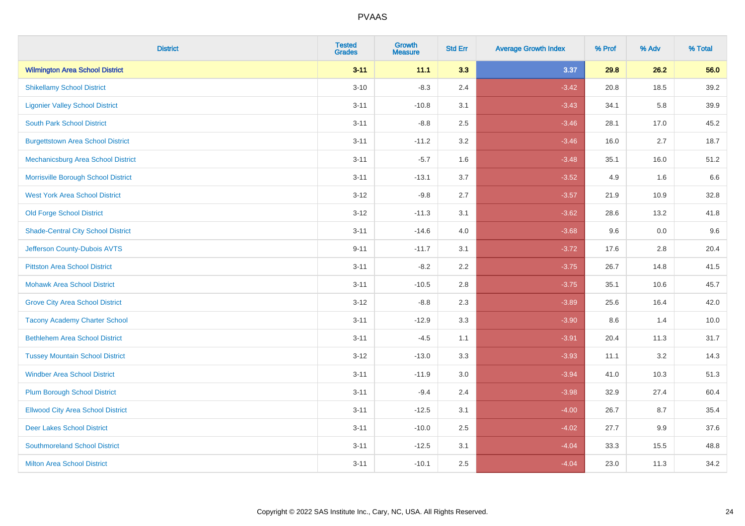PVAAS

| District | Tested Grades | Growth Measure | Std Err | Average Growth Index | % Prof | % Adv | % Total |
|---|---|---|---|---|---|---|---|
| **Wilmington Area School District** | **3-11** | **11.1** | **3.3** | **3.37** | **29.8** | **26.2** | **56.0** |
| Shikellamy School District | 3-10 | -8.3 | 2.4 | -3.42 | 20.8 | 18.5 | 39.2 |
| Ligonier Valley School District | 3-11 | -10.8 | 3.1 | -3.43 | 34.1 | 5.8 | 39.9 |
| South Park School District | 3-11 | -8.8 | 2.5 | -3.46 | 28.1 | 17.0 | 45.2 |
| Burgettstown Area School District | 3-11 | -11.2 | 3.2 | -3.46 | 16.0 | 2.7 | 18.7 |
| Mechanicsburg Area School District | 3-11 | -5.7 | 1.6 | -3.48 | 35.1 | 16.0 | 51.2 |
| Morrisville Borough School District | 3-11 | -13.1 | 3.7 | -3.52 | 4.9 | 1.6 | 6.6 |
| West York Area School District | 3-12 | -9.8 | 2.7 | -3.57 | 21.9 | 10.9 | 32.8 |
| Old Forge School District | 3-12 | -11.3 | 3.1 | -3.62 | 28.6 | 13.2 | 41.8 |
| Shade-Central City School District | 3-11 | -14.6 | 4.0 | -3.68 | 9.6 | 0.0 | 9.6 |
| Jefferson County-Dubois AVTS | 9-11 | -11.7 | 3.1 | -3.72 | 17.6 | 2.8 | 20.4 |
| Pittston Area School District | 3-11 | -8.2 | 2.2 | -3.75 | 26.7 | 14.8 | 41.5 |
| Mohawk Area School District | 3-11 | -10.5 | 2.8 | -3.75 | 35.1 | 10.6 | 45.7 |
| Grove City Area School District | 3-12 | -8.8 | 2.3 | -3.89 | 25.6 | 16.4 | 42.0 |
| Tacony Academy Charter School | 3-11 | -12.9 | 3.3 | -3.90 | 8.6 | 1.4 | 10.0 |
| Bethlehem Area School District | 3-11 | -4.5 | 1.1 | -3.91 | 20.4 | 11.3 | 31.7 |
| Tussey Mountain School District | 3-12 | -13.0 | 3.3 | -3.93 | 11.1 | 3.2 | 14.3 |
| Windber Area School District | 3-11 | -11.9 | 3.0 | -3.94 | 41.0 | 10.3 | 51.3 |
| Plum Borough School District | 3-11 | -9.4 | 2.4 | -3.98 | 32.9 | 27.4 | 60.4 |
| Ellwood City Area School District | 3-11 | -12.5 | 3.1 | -4.00 | 26.7 | 8.7 | 35.4 |
| Deer Lakes School District | 3-11 | -10.0 | 2.5 | -4.02 | 27.7 | 9.9 | 37.6 |
| Southmoreland School District | 3-11 | -12.5 | 3.1 | -4.04 | 33.3 | 15.5 | 48.8 |
| Milton Area School District | 3-11 | -10.1 | 2.5 | -4.04 | 23.0 | 11.3 | 34.2 |

Copyright © 2022 SAS Institute Inc., Cary, NC, USA. All Rights Reserved.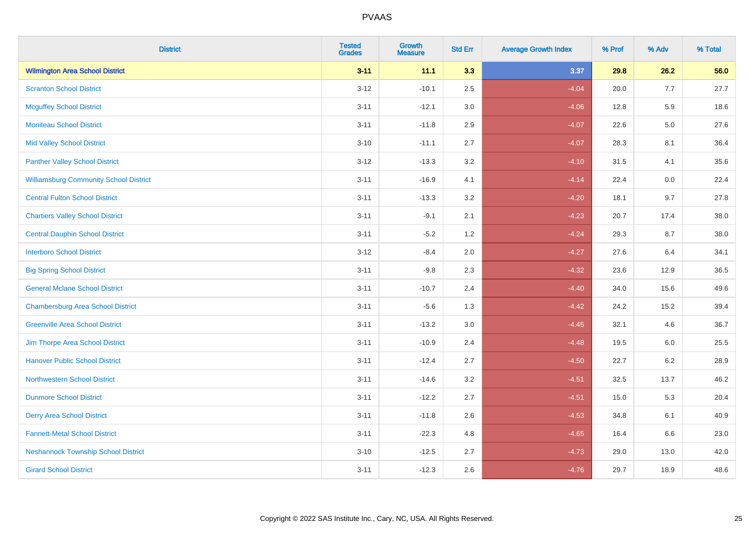# PVAAS

| District | Tested Grades | Growth Measure | Std Err | Average Growth Index | % Prof | % Adv | % Total |
|---|---|---|---|---|---|---|---|
| **Wilmington Area School District** | **3-11** | **11.1** | **3.3** | **3.37** | **29.8** | **26.2** | **56.0** |
| Scranton School District | 3-12 | -10.1 | 2.5 | -4.04 | 20.0 | 7.7 | 27.7 |
| Mcguffey School District | 3-11 | -12.1 | 3.0 | -4.06 | 12.8 | 5.9 | 18.6 |
| Moniteau School District | 3-11 | -11.8 | 2.9 | -4.07 | 22.6 | 5.0 | 27.6 |
| Mid Valley School District | 3-10 | -11.1 | 2.7 | -4.07 | 28.3 | 8.1 | 36.4 |
| Panther Valley School District | 3-12 | -13.3 | 3.2 | -4.10 | 31.5 | 4.1 | 35.6 |
| Williamsburg Community School District | 3-11 | -16.9 | 4.1 | -4.14 | 22.4 | 0.0 | 22.4 |
| Central Fulton School District | 3-11 | -13.3 | 3.2 | -4.20 | 18.1 | 9.7 | 27.8 |
| Chartiers Valley School District | 3-11 | -9.1 | 2.1 | -4.23 | 20.7 | 17.4 | 38.0 |
| Central Dauphin School District | 3-11 | -5.2 | 1.2 | -4.24 | 29.3 | 8.7 | 38.0 |
| Interboro School District | 3-12 | -8.4 | 2.0 | -4.27 | 27.6 | 6.4 | 34.1 |
| Big Spring School District | 3-11 | -9.8 | 2.3 | -4.32 | 23.6 | 12.9 | 36.5 |
| General Mclane School District | 3-11 | -10.7 | 2.4 | -4.40 | 34.0 | 15.6 | 49.6 |
| Chambersburg Area School District | 3-11 | -5.6 | 1.3 | -4.42 | 24.2 | 15.2 | 39.4 |
| Greenville Area School District | 3-11 | -13.2 | 3.0 | -4.45 | 32.1 | 4.6 | 36.7 |
| Jim Thorpe Area School District | 3-11 | -10.9 | 2.4 | -4.48 | 19.5 | 6.0 | 25.5 |
| Hanover Public School District | 3-11 | -12.4 | 2.7 | -4.50 | 22.7 | 6.2 | 28.9 |
| Northwestern School District | 3-11 | -14.6 | 3.2 | -4.51 | 32.5 | 13.7 | 46.2 |
| Dunmore School District | 3-11 | -12.2 | 2.7 | -4.51 | 15.0 | 5.3 | 20.4 |
| Derry Area School District | 3-11 | -11.8 | 2.6 | -4.53 | 34.8 | 6.1 | 40.9 |
| Fannett-Metal School District | 3-11 | -22.3 | 4.8 | -4.65 | 16.4 | 6.6 | 23.0 |
| Neshannock Township School District | 3-10 | -12.5 | 2.7 | -4.73 | 29.0 | 13.0 | 42.0 |
| Girard School District | 3-11 | -12.3 | 2.6 | -4.76 | 29.7 | 18.9 | 48.6 |

Copyright © 2022 SAS Institute Inc., Cary, NC, USA. All Rights Reserved.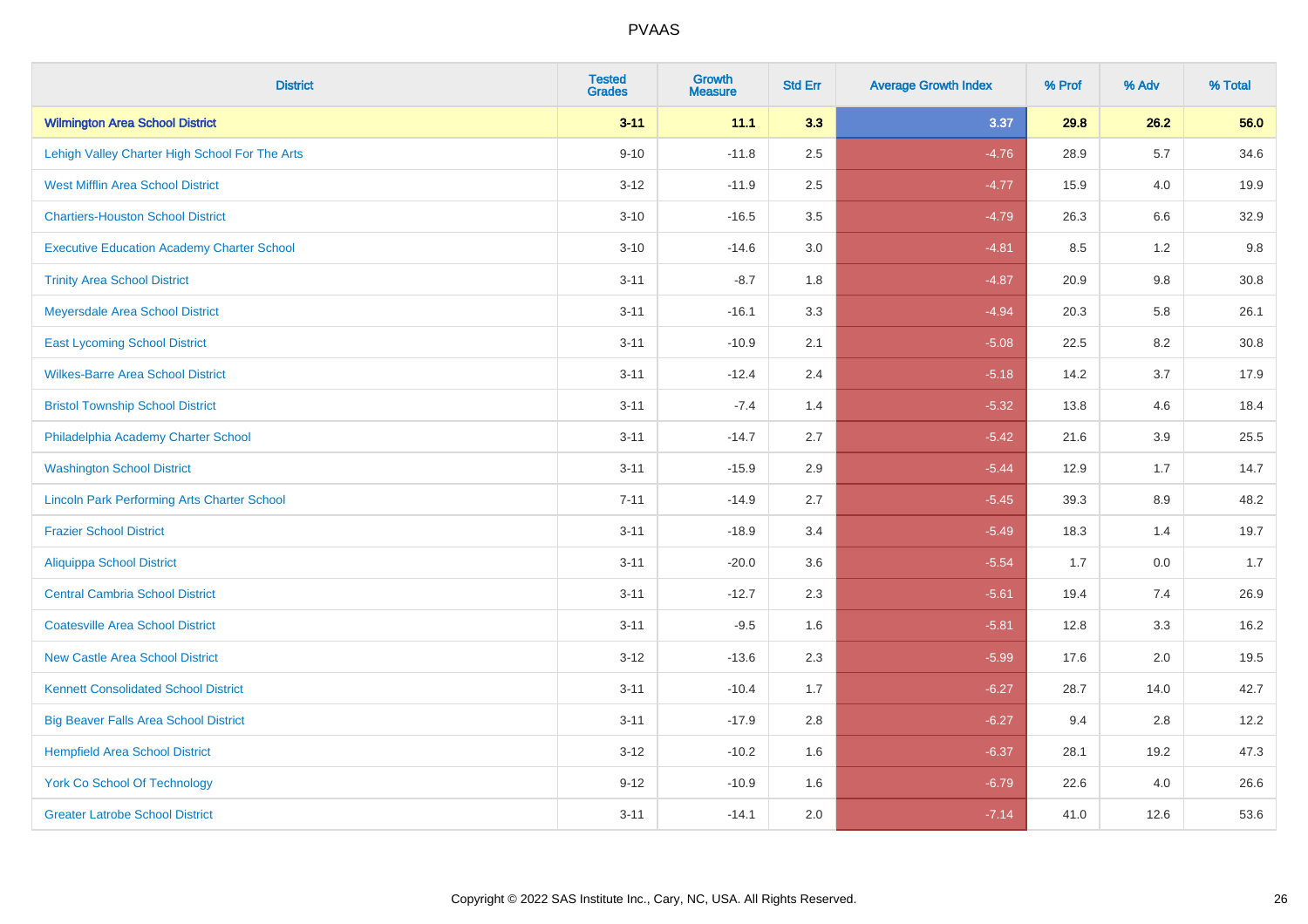| District | Tested Grades | Growth Measure | Std Err | Average Growth Index | % Prof | % Adv | % Total |
|---|---|---|---|---|---|---|---|
| **Wilmington Area School District** | **3-11** | **11.1** | **3.3** | **3.37** | **29.8** | **26.2** | **56.0** |
| Lehigh Valley Charter High School For The Arts | 9-10 | -11.8 | 2.5 | -4.76 | 28.9 | 5.7 | 34.6 |
| West Mifflin Area School District | 3-12 | -11.9 | 2.5 | -4.77 | 15.9 | 4.0 | 19.9 |
| Chartiers-Houston School District | 3-10 | -16.5 | 3.5 | -4.79 | 26.3 | 6.6 | 32.9 |
| Executive Education Academy Charter School | 3-10 | -14.6 | 3.0 | -4.81 | 8.5 | 1.2 | 9.8 |
| Trinity Area School District | 3-11 | -8.7 | 1.8 | -4.87 | 20.9 | 9.8 | 30.8 |
| Meyersdale Area School District | 3-11 | -16.1 | 3.3 | -4.94 | 20.3 | 5.8 | 26.1 |
| East Lycoming School District | 3-11 | -10.9 | 2.1 | -5.08 | 22.5 | 8.2 | 30.8 |
| Wilkes-Barre Area School District | 3-11 | -12.4 | 2.4 | -5.18 | 14.2 | 3.7 | 17.9 |
| Bristol Township School District | 3-11 | -7.4 | 1.4 | -5.32 | 13.8 | 4.6 | 18.4 |
| Philadelphia Academy Charter School | 3-11 | -14.7 | 2.7 | -5.42 | 21.6 | 3.9 | 25.5 |
| Washington School District | 3-11 | -15.9 | 2.9 | -5.44 | 12.9 | 1.7 | 14.7 |
| Lincoln Park Performing Arts Charter School | 7-11 | -14.9 | 2.7 | -5.45 | 39.3 | 8.9 | 48.2 |
| Frazier School District | 3-11 | -18.9 | 3.4 | -5.49 | 18.3 | 1.4 | 19.7 |
| Aliquippa School District | 3-11 | -20.0 | 3.6 | -5.54 | 1.7 | 0.0 | 1.7 |
| Central Cambria School District | 3-11 | -12.7 | 2.3 | -5.61 | 19.4 | 7.4 | 26.9 |
| Coatesville Area School District | 3-11 | -9.5 | 1.6 | -5.81 | 12.8 | 3.3 | 16.2 |
| New Castle Area School District | 3-12 | -13.6 | 2.3 | -5.99 | 17.6 | 2.0 | 19.5 |
| Kennett Consolidated School District | 3-11 | -10.4 | 1.7 | -6.27 | 28.7 | 14.0 | 42.7 |
| Big Beaver Falls Area School District | 3-11 | -17.9 | 2.8 | -6.27 | 9.4 | 2.8 | 12.2 |
| Hempfield Area School District | 3-12 | -10.2 | 1.6 | -6.37 | 28.1 | 19.2 | 47.3 |
| York Co School Of Technology | 9-12 | -10.9 | 1.6 | -6.79 | 22.6 | 4.0 | 26.6 |
| Greater Latrobe School District | 3-11 | -14.1 | 2.0 | -7.14 | 41.0 | 12.6 | 53.6 |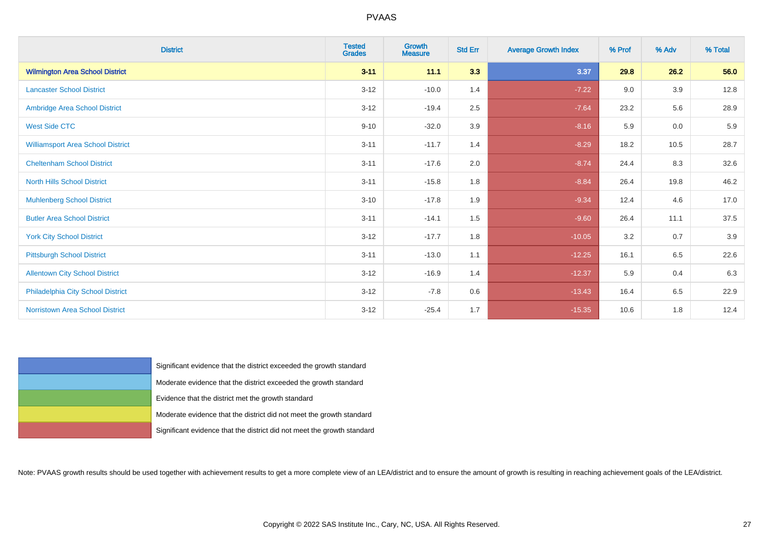# PVAAS

| District | Tested Grades | Growth Measure | Std Err | Average Growth Index | % Prof | % Adv | % Total |
|---|---|---|---|---|---|---|---|
| **Wilmington Area School District** | **3-11** | **11.1** | **3.3** | **3.37** | **29.8** | **26.2** | **56.0** |
| Lancaster School District | 3-12 | -10.0 | 1.4 | -7.22 | 9.0 | 3.9 | 12.8 |
| Ambridge Area School District | 3-12 | -19.4 | 2.5 | -7.64 | 23.2 | 5.6 | 28.9 |
| West Side CTC | 9-10 | -32.0 | 3.9 | -8.16 | 5.9 | 0.0 | 5.9 |
| Williamsport Area School District | 3-11 | -11.7 | 1.4 | -8.29 | 18.2 | 10.5 | 28.7 |
| Cheltenham School District | 3-11 | -17.6 | 2.0 | -8.74 | 24.4 | 8.3 | 32.6 |
| North Hills School District | 3-11 | -15.8 | 1.8 | -8.84 | 26.4 | 19.8 | 46.2 |
| Muhlenberg School District | 3-10 | -17.8 | 1.9 | -9.34 | 12.4 | 4.6 | 17.0 |
| Butler Area School District | 3-11 | -14.1 | 1.5 | -9.60 | 26.4 | 11.1 | 37.5 |
| York City School District | 3-12 | -17.7 | 1.8 | -10.05 | 3.2 | 0.7 | 3.9 |
| Pittsburgh School District | 3-11 | -13.0 | 1.1 | -12.25 | 16.1 | 6.5 | 22.6 |
| Allentown City School District | 3-12 | -16.9 | 1.4 | -12.37 | 5.9 | 0.4 | 6.3 |
| Philadelphia City School District | 3-12 | -7.8 | 0.6 | -13.43 | 16.4 | 6.5 | 22.9 |
| Norristown Area School District | 3-12 | -25.4 | 1.7 | -15.35 | 10.6 | 1.8 | 12.4 |

Significant evidence that the district exceeded the growth standard

Moderate evidence that the district exceeded the growth standard

Evidence that the district met the growth standard

Moderate evidence that the district did not meet the growth standard

Significant evidence that the district did not meet the growth standard

Note: PVAAS growth results should be used together with achievement results to get a more complete view of an LEA/district and to ensure the amount of growth is resulting in reaching achievement goals of the LEA/district.

Copyright © 2022 SAS Institute Inc., Cary, NC, USA. All Rights Reserved.